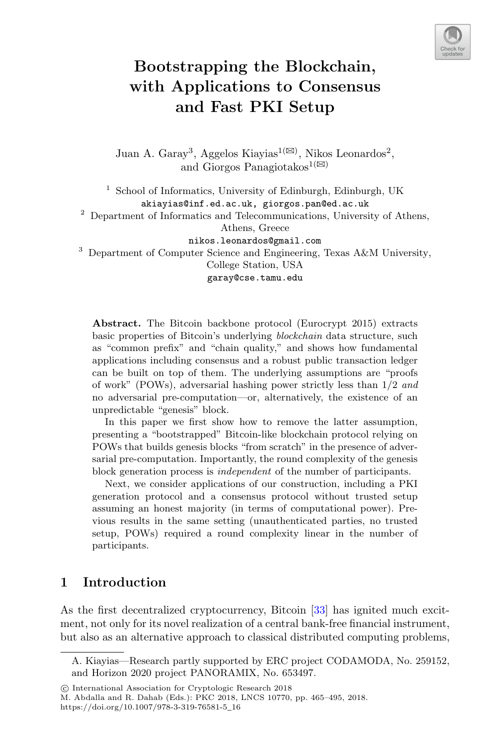# Bootstrapping the Blockchain, with Applications to Consensus and Fast PKI Setup

Juan A. Garay[3], Aggelos Kiayias[1(✉)], Nikos Leonardos[2], and Giorgos Panagiotakos[1(✉)]

[1] School of Informatics, University of Edinburgh, Edinburgh, UK
akiayias@inf.ed.ac.uk, giorgos.pan@ed.ac.uk

[2] Department of Informatics and Telecommunications, University of Athens, Athens, Greece
nikos.leonardos@gmail.com

[3] Department of Computer Science and Engineering, Texas A&M University, College Station, USA
garay@cse.tamu.edu

**Abstract.** The Bitcoin backbone protocol (Eurocrypt 2015) extracts basic properties of Bitcoin's underlying *blockchain* data structure, such as "common prefix" and "chain quality," and shows how fundamental applications including consensus and a robust public transaction ledger can be built on top of them. The underlying assumptions are "proofs of work" (POWs), adversarial hashing power strictly less than 1/2 *and* no adversarial pre-computation—or, alternatively, the existence of an unpredictable "genesis" block.

In this paper we first show how to remove the latter assumption, presenting a "bootstrapped" Bitcoin-like blockchain protocol relying on POWs that builds genesis blocks "from scratch" in the presence of adversarial pre-computation. Importantly, the round complexity of the genesis block generation process is *independent* of the number of participants.

Next, we consider applications of our construction, including a PKI generation protocol and a consensus protocol without trusted setup assuming an honest majority (in terms of computational power). Previous results in the same setting (unauthenticated parties, no trusted setup, POWs) required a round complexity linear in the number of participants.

## 1 Introduction

As the first decentralized cryptocurrency, Bitcoin [33] has ignited much excitment, not only for its novel realization of a central bank-free financial instrument, but also as an alternative approach to classical distributed computing problems,

A. Kiayias—Research partly supported by ERC project CODAMODA, No. 259152, and Horizon 2020 project PANORAMIX, No. 653497.

© International Association for Cryptologic Research 2018
M. Abdalla and R. Dahab (Eds.): PKC 2018, LNCS 10770, pp. 465–495, 2018.
https://doi.org/10.1007/978-3-319-76581-5_16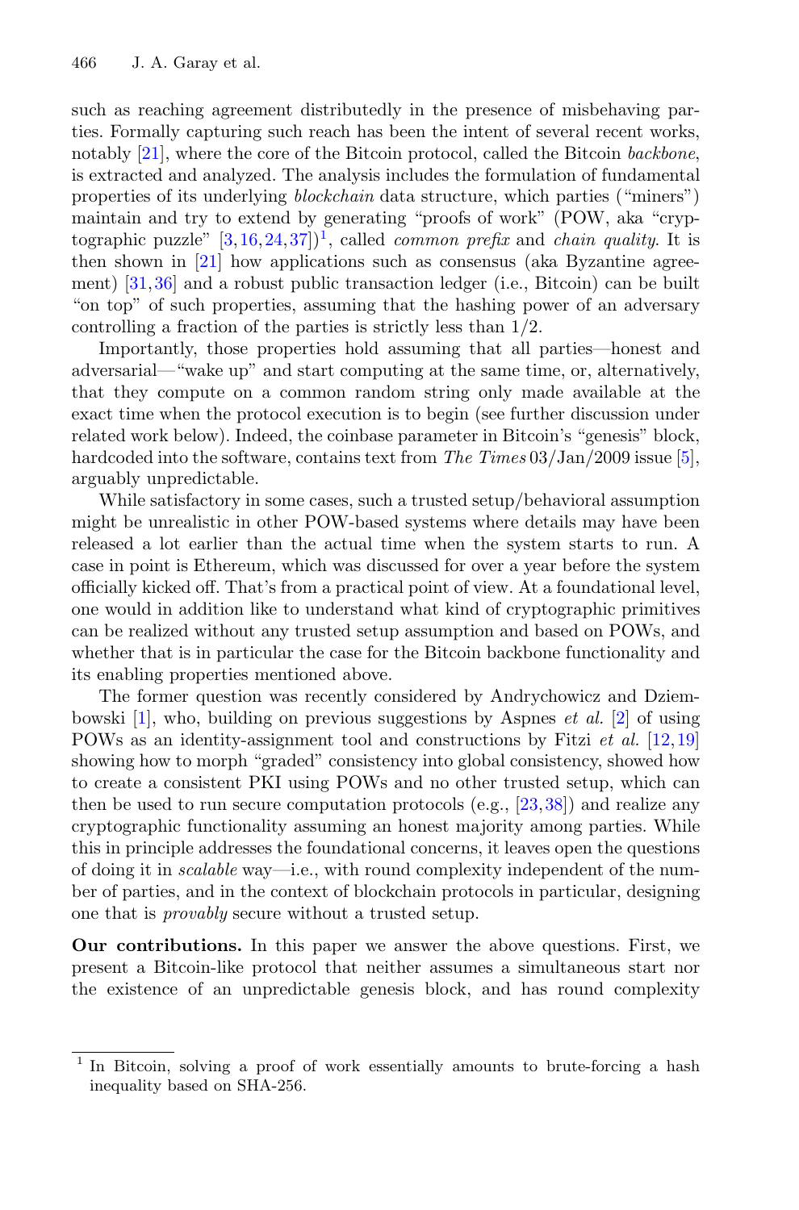such as reaching agreement distributedly in the presence of misbehaving parties. Formally capturing such reach has been the intent of several recent works, notably [21], where the core of the Bitcoin protocol, called the Bitcoin *backbone*, is extracted and analyzed. The analysis includes the formulation of fundamental properties of its underlying *blockchain* data structure, which parties ("miners") maintain and try to extend by generating "proofs of work" (POW, aka "cryptographic puzzle" [3,16,24,37])[1], called *common prefix* and *chain quality*. It is then shown in [21] how applications such as consensus (aka Byzantine agreement) [31,36] and a robust public transaction ledger (i.e., Bitcoin) can be built "on top" of such properties, assuming that the hashing power of an adversary controlling a fraction of the parties is strictly less than 1/2.

Importantly, those properties hold assuming that all parties—honest and adversarial—"wake up" and start computing at the same time, or, alternatively, that they compute on a common random string only made available at the exact time when the protocol execution is to begin (see further discussion under related work below). Indeed, the coinbase parameter in Bitcoin's "genesis" block, hardcoded into the software, contains text from *The Times* 03/Jan/2009 issue [5], arguably unpredictable.

While satisfactory in some cases, such a trusted setup/behavioral assumption might be unrealistic in other POW-based systems where details may have been released a lot earlier than the actual time when the system starts to run. A case in point is Ethereum, which was discussed for over a year before the system officially kicked off. That's from a practical point of view. At a foundational level, one would in addition like to understand what kind of cryptographic primitives can be realized without any trusted setup assumption and based on POWs, and whether that is in particular the case for the Bitcoin backbone functionality and its enabling properties mentioned above.

The former question was recently considered by Andrychowicz and Dziembowski [1], who, building on previous suggestions by Aspnes *et al.* [2] of using POWs as an identity-assignment tool and constructions by Fitzi *et al.* [12,19] showing how to morph "graded" consistency into global consistency, showed how to create a consistent PKI using POWs and no other trusted setup, which can then be used to run secure computation protocols (e.g., [23,38]) and realize any cryptographic functionality assuming an honest majority among parties. While this in principle addresses the foundational concerns, it leaves open the questions of doing it in *scalable* way—i.e., with round complexity independent of the number of parties, and in the context of blockchain protocols in particular, designing one that is *provably* secure without a trusted setup.

**Our contributions.** In this paper we answer the above questions. First, we present a Bitcoin-like protocol that neither assumes a simultaneous start nor the existence of an unpredictable genesis block, and has round complexity

[1] In Bitcoin, solving a proof of work essentially amounts to brute-forcing a hash inequality based on SHA-256.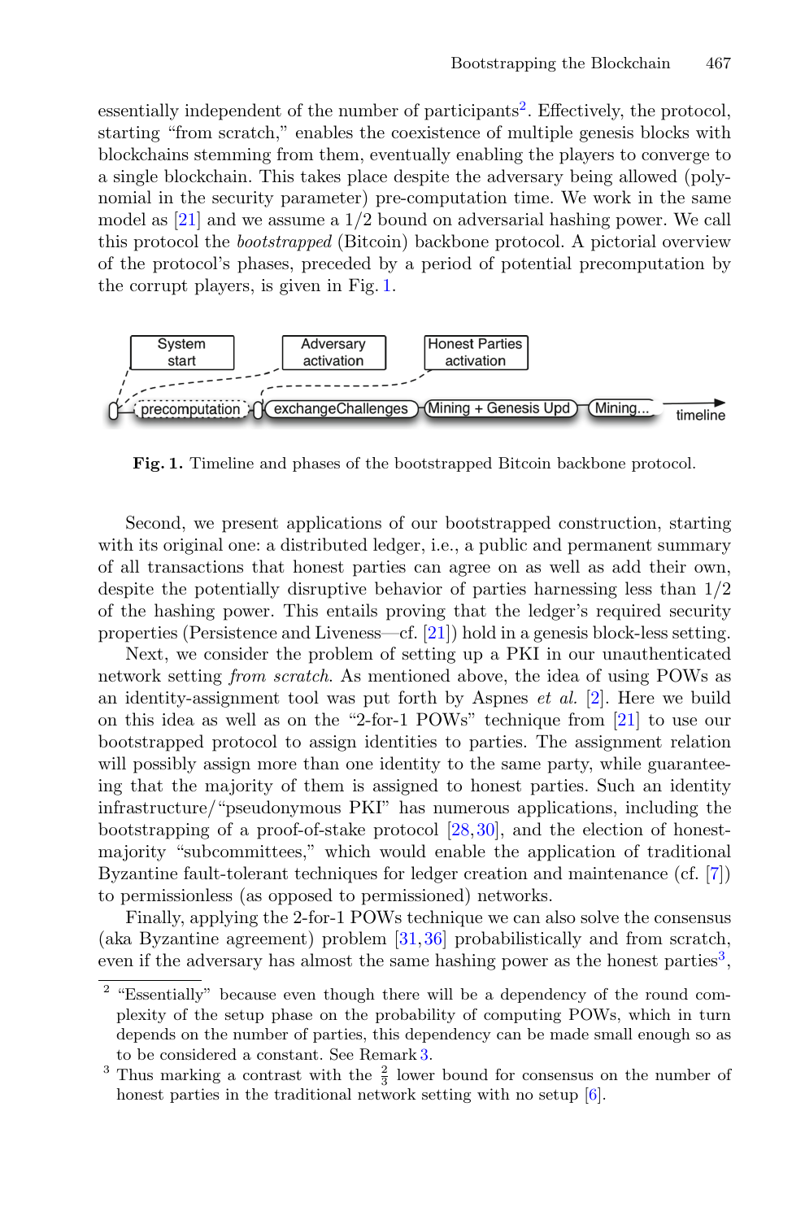essentially independent of the number of participants[2]. Effectively, the protocol, starting "from scratch," enables the coexistence of multiple genesis blocks with blockchains stemming from them, eventually enabling the players to converge to a single blockchain. This takes place despite the adversary being allowed (polynomial in the security parameter) pre-computation time. We work in the same model as [21] and we assume a 1/2 bound on adversarial hashing power. We call this protocol the *bootstrapped* (Bitcoin) backbone protocol. A pictorial overview of the protocol's phases, preceded by a period of potential precomputation by the corrupt players, is given in Fig. 1.

**Fig. 1.** Timeline and phases of the bootstrapped Bitcoin backbone protocol.

Second, we present applications of our bootstrapped construction, starting with its original one: a distributed ledger, i.e., a public and permanent summary of all transactions that honest parties can agree on as well as add their own, despite the potentially disruptive behavior of parties harnessing less than 1/2 of the hashing power. This entails proving that the ledger's required security properties (Persistence and Liveness—cf. [21]) hold in a genesis block-less setting.

Next, we consider the problem of setting up a PKI in our unauthenticated network setting *from scratch*. As mentioned above, the idea of using POWs as an identity-assignment tool was put forth by Aspnes *et al.* [2]. Here we build on this idea as well as on the "2-for-1 POWs" technique from [21] to use our bootstrapped protocol to assign identities to parties. The assignment relation will possibly assign more than one identity to the same party, while guaranteeing that the majority of them is assigned to honest parties. Such an identity infrastructure/"pseudonymous PKI" has numerous applications, including the bootstrapping of a proof-of-stake protocol [28,30], and the election of honest-majority "subcommittees," which would enable the application of traditional Byzantine fault-tolerant techniques for ledger creation and maintenance (cf. [7]) to permissionless (as opposed to permissioned) networks.

Finally, applying the 2-for-1 POWs technique we can also solve the consensus (aka Byzantine agreement) problem [31,36] probabilistically and from scratch, even if the adversary has almost the same hashing power as the honest parties[3],

[2] "Essentially" because even though there will be a dependency of the round complexity of the setup phase on the probability of computing POWs, which in turn depends on the number of parties, this dependency can be made small enough so as to be considered a constant. See Remark 3.

[3] Thus marking a contrast with the $\frac{2}{3}$ lower bound for consensus on the number of honest parties in the traditional network setting with no setup [6].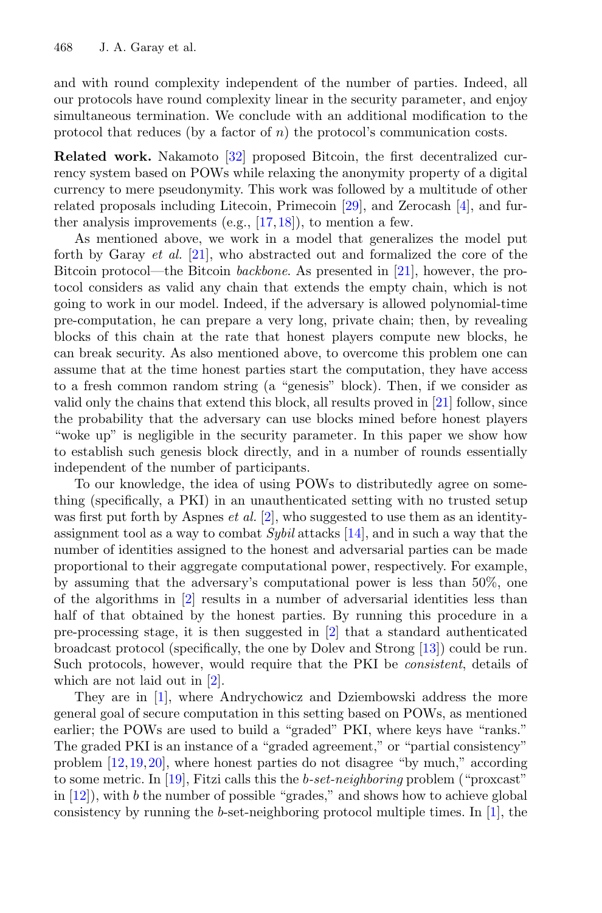and with round complexity independent of the number of parties. Indeed, all our protocols have round complexity linear in the security parameter, and enjoy simultaneous termination. We conclude with an additional modification to the protocol that reduces (by a factor of $n$) the protocol's communication costs.

**Related work.** Nakamoto [32] proposed Bitcoin, the first decentralized currency system based on POWs while relaxing the anonymity property of a digital currency to mere pseudonymity. This work was followed by a multitude of other related proposals including Litecoin, Primecoin [29], and Zerocash [4], and further analysis improvements (e.g., [17,18]), to mention a few.

As mentioned above, we work in a model that generalizes the model put forth by Garay *et al.* [21], who abstracted out and formalized the core of the Bitcoin protocol—the Bitcoin *backbone*. As presented in [21], however, the protocol considers as valid any chain that extends the empty chain, which is not going to work in our model. Indeed, if the adversary is allowed polynomial-time pre-computation, he can prepare a very long, private chain; then, by revealing blocks of this chain at the rate that honest players compute new blocks, he can break security. As also mentioned above, to overcome this problem one can assume that at the time honest parties start the computation, they have access to a fresh common random string (a "genesis" block). Then, if we consider as valid only the chains that extend this block, all results proved in [21] follow, since the probability that the adversary can use blocks mined before honest players "woke up" is negligible in the security parameter. In this paper we show how to establish such genesis block directly, and in a number of rounds essentially independent of the number of participants.

To our knowledge, the idea of using POWs to distributedly agree on something (specifically, a PKI) in an unauthenticated setting with no trusted setup was first put forth by Aspnes *et al.* [2], who suggested to use them as an identity-assignment tool as a way to combat *Sybil* attacks [14], and in such a way that the number of identities assigned to the honest and adversarial parties can be made proportional to their aggregate computational power, respectively. For example, by assuming that the adversary's computational power is less than 50%, one of the algorithms in [2] results in a number of adversarial identities less than half of that obtained by the honest parties. By running this procedure in a pre-processing stage, it is then suggested in [2] that a standard authenticated broadcast protocol (specifically, the one by Dolev and Strong [13]) could be run. Such protocols, however, would require that the PKI be *consistent*, details of which are not laid out in [2].

They are in [1], where Andrychowicz and Dziembowski address the more general goal of secure computation in this setting based on POWs, as mentioned earlier; the POWs are used to build a "graded" PKI, where keys have "ranks." The graded PKI is an instance of a "graded agreement," or "partial consistency" problem [12,19,20], where honest parties do not disagree "by much," according to some metric. In [19], Fitzi calls this the *b-set-neighboring* problem ("proxcast" in [12]), with $b$ the number of possible "grades," and shows how to achieve global consistency by running the $b$-set-neighboring protocol multiple times. In [1], the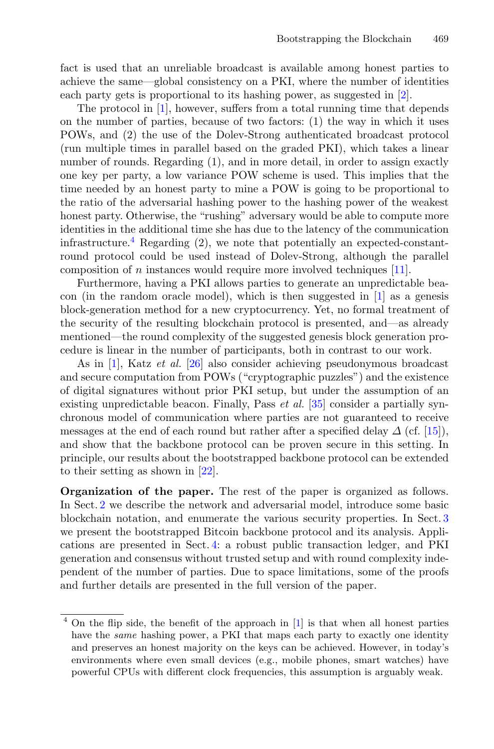fact is used that an unreliable broadcast is available among honest parties to achieve the same—global consistency on a PKI, where the number of identities each party gets is proportional to its hashing power, as suggested in [2].

The protocol in [1], however, suffers from a total running time that depends on the number of parties, because of two factors: (1) the way in which it uses POWs, and (2) the use of the Dolev-Strong authenticated broadcast protocol (run multiple times in parallel based on the graded PKI), which takes a linear number of rounds. Regarding (1), and in more detail, in order to assign exactly one key per party, a low variance POW scheme is used. This implies that the time needed by an honest party to mine a POW is going to be proportional to the ratio of the adversarial hashing power to the hashing power of the weakest honest party. Otherwise, the "rushing" adversary would be able to compute more identities in the additional time she has due to the latency of the communication infrastructure.[4] Regarding (2), we note that potentially an expected-constant-round protocol could be used instead of Dolev-Strong, although the parallel composition of $n$ instances would require more involved techniques [11].

Furthermore, having a PKI allows parties to generate an unpredictable beacon (in the random oracle model), which is then suggested in [1] as a genesis block-generation method for a new cryptocurrency. Yet, no formal treatment of the security of the resulting blockchain protocol is presented, and—as already mentioned—the round complexity of the suggested genesis block generation procedure is linear in the number of participants, both in contrast to our work.

As in [1], Katz *et al.* [26] also consider achieving pseudonymous broadcast and secure computation from POWs ("cryptographic puzzles") and the existence of digital signatures without prior PKI setup, but under the assumption of an existing unpredictable beacon. Finally, Pass *et al.* [35] consider a partially synchronous model of communication where parties are not guaranteed to receive messages at the end of each round but rather after a specified delay $\Delta$ (cf. [15]), and show that the backbone protocol can be proven secure in this setting. In principle, our results about the bootstrapped backbone protocol can be extended to their setting as shown in [22].

**Organization of the paper.** The rest of the paper is organized as follows. In Sect. 2 we describe the network and adversarial model, introduce some basic blockchain notation, and enumerate the various security properties. In Sect. 3 we present the bootstrapped Bitcoin backbone protocol and its analysis. Applications are presented in Sect. 4: a robust public transaction ledger, and PKI generation and consensus without trusted setup and with round complexity independent of the number of parties. Due to space limitations, some of the proofs and further details are presented in the full version of the paper.

---

[4] On the flip side, the benefit of the approach in [1] is that when all honest parties have the *same* hashing power, a PKI that maps each party to exactly one identity and preserves an honest majority on the keys can be achieved. However, in today's environments where even small devices (e.g., mobile phones, smart watches) have powerful CPUs with different clock frequencies, this assumption is arguably weak.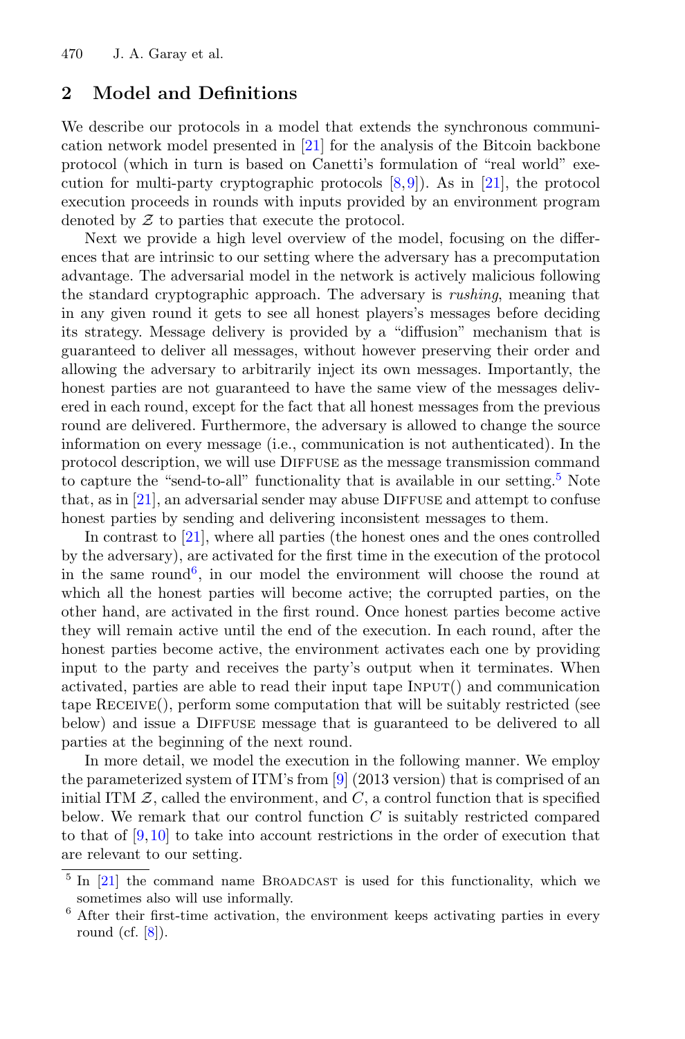## 2 Model and Definitions

We describe our protocols in a model that extends the synchronous communication network model presented in [21] for the analysis of the Bitcoin backbone protocol (which in turn is based on Canetti's formulation of "real world" execution for multi-party cryptographic protocols [8,9]). As in [21], the protocol execution proceeds in rounds with inputs provided by an environment program denoted by $\mathcal{Z}$ to parties that execute the protocol.

Next we provide a high level overview of the model, focusing on the differences that are intrinsic to our setting where the adversary has a precomputation advantage. The adversarial model in the network is actively malicious following the standard cryptographic approach. The adversary is *rushing*, meaning that in any given round it gets to see all honest players's messages before deciding its strategy. Message delivery is provided by a "diffusion" mechanism that is guaranteed to deliver all messages, without however preserving their order and allowing the adversary to arbitrarily inject its own messages. Importantly, the honest parties are not guaranteed to have the same view of the messages delivered in each round, except for the fact that all honest messages from the previous round are delivered. Furthermore, the adversary is allowed to change the source information on every message (i.e., communication is not authenticated). In the protocol description, we will use Diffuse as the message transmission command to capture the "send-to-all" functionality that is available in our setting.[5] Note that, as in [21], an adversarial sender may abuse Diffuse and attempt to confuse honest parties by sending and delivering inconsistent messages to them.

In contrast to [21], where all parties (the honest ones and the ones controlled by the adversary), are activated for the first time in the execution of the protocol in the same round[6], in our model the environment will choose the round at which all the honest parties will become active; the corrupted parties, on the other hand, are activated in the first round. Once honest parties become active they will remain active until the end of the execution. In each round, after the honest parties become active, the environment activates each one by providing input to the party and receives the party's output when it terminates. When activated, parties are able to read their input tape Input() and communication tape Receive(), perform some computation that will be suitably restricted (see below) and issue a Diffuse message that is guaranteed to be delivered to all parties at the beginning of the next round.

In more detail, we model the execution in the following manner. We employ the parameterized system of ITM's from [9] (2013 version) that is comprised of an initial ITM $\mathcal{Z}$, called the environment, and $C$, a control function that is specified below. We remark that our control function $C$ is suitably restricted compared to that of [9,10] to take into account restrictions in the order of execution that are relevant to our setting.

[5] In [21] the command name Broadcast is used for this functionality, which we sometimes also will use informally.

[6] After their first-time activation, the environment keeps activating parties in every round (cf. [8]).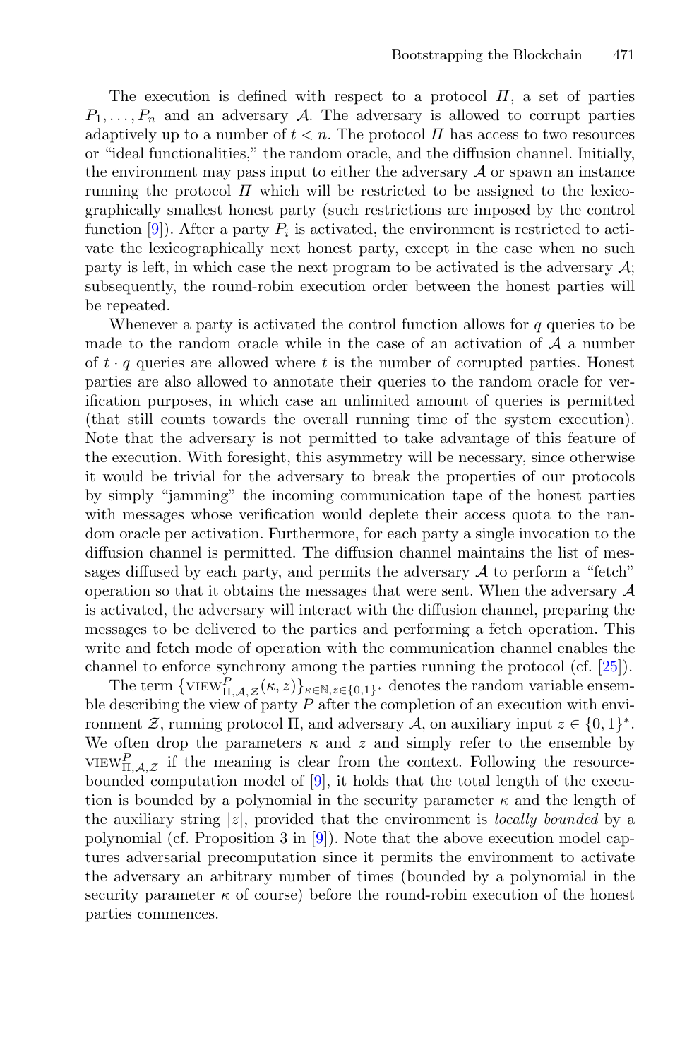The execution is defined with respect to a protocol $\Pi$, a set of parties $P_1, \ldots, P_n$ and an adversary $\mathcal{A}$. The adversary is allowed to corrupt parties adaptively up to a number of $t < n$. The protocol $\Pi$ has access to two resources or "ideal functionalities," the random oracle, and the diffusion channel. Initially, the environment may pass input to either the adversary $\mathcal{A}$ or spawn an instance running the protocol $\Pi$ which will be restricted to be assigned to the lexicographically smallest honest party (such restrictions are imposed by the control function [9]). After a party $P_i$ is activated, the environment is restricted to activate the lexicographically next honest party, except in the case when no such party is left, in which case the next program to be activated is the adversary $\mathcal{A}$; subsequently, the round-robin execution order between the honest parties will be repeated.

Whenever a party is activated the control function allows for $q$ queries to be made to the random oracle while in the case of an activation of $\mathcal{A}$ a number of $t \cdot q$ queries are allowed where $t$ is the number of corrupted parties. Honest parties are also allowed to annotate their queries to the random oracle for verification purposes, in which case an unlimited amount of queries is permitted (that still counts towards the overall running time of the system execution). Note that the adversary is not permitted to take advantage of this feature of the execution. With foresight, this asymmetry will be necessary, since otherwise it would be trivial for the adversary to break the properties of our protocols by simply "jamming" the incoming communication tape of the honest parties with messages whose verification would deplete their access quota to the random oracle per activation. Furthermore, for each party a single invocation to the diffusion channel is permitted. The diffusion channel maintains the list of messages diffused by each party, and permits the adversary $\mathcal{A}$ to perform a "fetch" operation so that it obtains the messages that were sent. When the adversary $\mathcal{A}$ is activated, the adversary will interact with the diffusion channel, preparing the messages to be delivered to the parties and performing a fetch operation. This write and fetch mode of operation with the communication channel enables the channel to enforce synchrony among the parties running the protocol (cf. [25]).

The term $\{\text{VIEW}^P_{\Pi,\mathcal{A},\mathcal{Z}}(\kappa, z)\}_{\kappa\in\mathbb{N}, z\in\{0,1\}^*}$ denotes the random variable ensemble describing the view of party $P$ after the completion of an execution with environment $\mathcal{Z}$, running protocol $\Pi$, and adversary $\mathcal{A}$, on auxiliary input $z \in \{0, 1\}^*$. We often drop the parameters $\kappa$ and $z$ and simply refer to the ensemble by $\text{VIEW}^P_{\Pi,\mathcal{A},\mathcal{Z}}$ if the meaning is clear from the context. Following the resource-bounded computation model of [9], it holds that the total length of the execution is bounded by a polynomial in the security parameter $\kappa$ and the length of the auxiliary string $|z|$, provided that the environment is *locally bounded* by a polynomial (cf. Proposition 3 in [9]). Note that the above execution model captures adversarial precomputation since it permits the environment to activate the adversary an arbitrary number of times (bounded by a polynomial in the security parameter $\kappa$ of course) before the round-robin execution of the honest parties commences.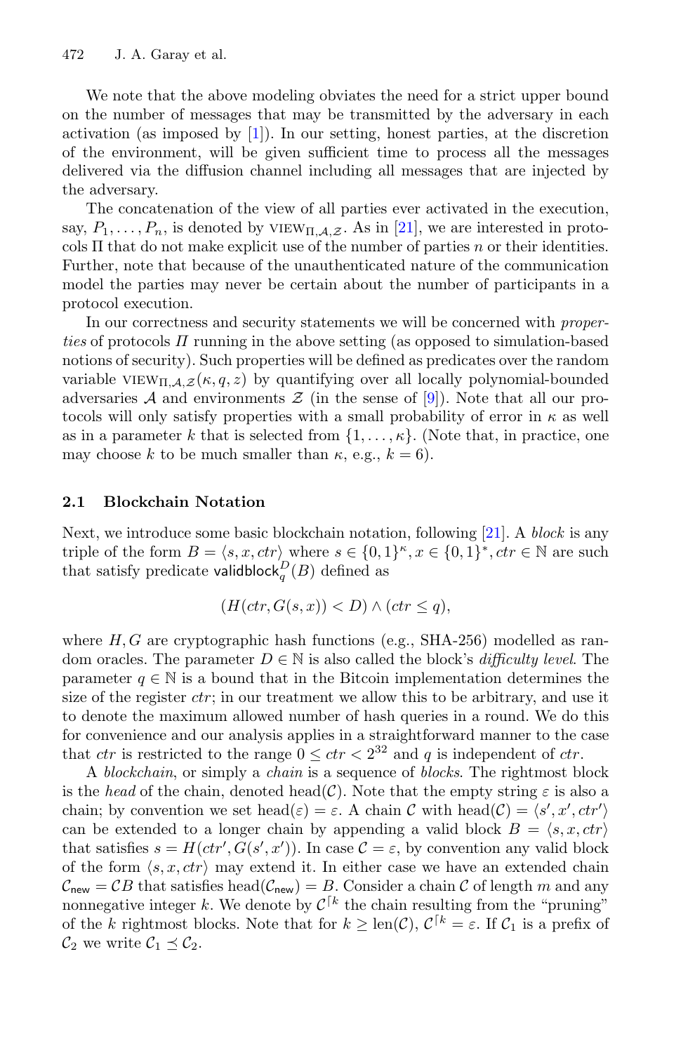We note that the above modeling obviates the need for a strict upper bound on the number of messages that may be transmitted by the adversary in each activation (as imposed by [1]). In our setting, honest parties, at the discretion of the environment, will be given sufficient time to process all the messages delivered via the diffusion channel including all messages that are injected by the adversary.

The concatenation of the view of all parties ever activated in the execution, say, $P_1, \ldots, P_n$, is denoted by $\text{VIEW}_{\Pi,\mathcal{A},\mathcal{Z}}$. As in [21], we are interested in protocols $\Pi$ that do not make explicit use of the number of parties $n$ or their identities. Further, note that because of the unauthenticated nature of the communication model the parties may never be certain about the number of participants in a protocol execution.

In our correctness and security statements we will be concerned with *properties* of protocols $\Pi$ running in the above setting (as opposed to simulation-based notions of security). Such properties will be defined as predicates over the random variable $\text{VIEW}_{\Pi,\mathcal{A},\mathcal{Z}}(\kappa, q, z)$ by quantifying over all locally polynomial-bounded adversaries $\mathcal{A}$ and environments $\mathcal{Z}$ (in the sense of [9]). Note that all our protocols will only satisfy properties with a small probability of error in $\kappa$ as well as in a parameter $k$ that is selected from $\{1, \ldots, \kappa\}$. (Note that, in practice, one may choose $k$ to be much smaller than $\kappa$, e.g., $k = 6$).

### 2.1 Blockchain Notation

Next, we introduce some basic blockchain notation, following [21]. A *block* is any triple of the form $B = \langle s, x, ctr \rangle$ where $s \in \{0,1\}^\kappa, x \in \{0,1\}^*, ctr \in \mathbb{N}$ are such that satisfy predicate $\mathsf{validblock}_q^D(B)$ defined as

$$(H(ctr, G(s, x)) < D) \wedge (ctr \leq q),$$

where $H, G$ are cryptographic hash functions (e.g., SHA-256) modelled as random oracles. The parameter $D \in \mathbb{N}$ is also called the block's *difficulty level*. The parameter $q \in \mathbb{N}$ is a bound that in the Bitcoin implementation determines the size of the register $ctr$; in our treatment we allow this to be arbitrary, and use it to denote the maximum allowed number of hash queries in a round. We do this for convenience and our analysis applies in a straightforward manner to the case that $ctr$ is restricted to the range $0 \leq ctr < 2^{32}$ and $q$ is independent of $ctr$.

A *blockchain*, or simply a *chain* is a sequence of *blocks*. The rightmost block is the *head* of the chain, denoted $\text{head}(\mathcal{C})$. Note that the empty string $\varepsilon$ is also a chain; by convention we set $\text{head}(\varepsilon) = \varepsilon$. A chain $\mathcal{C}$ with $\text{head}(\mathcal{C}) = \langle s', x', ctr' \rangle$ can be extended to a longer chain by appending a valid block $B = \langle s, x, ctr \rangle$ that satisfies $s = H(ctr', G(s', x'))$. In case $\mathcal{C} = \varepsilon$, by convention any valid block of the form $\langle s, x, ctr \rangle$ may extend it. In either case we have an extended chain $\mathcal{C}_{\mathsf{new}} = \mathcal{C}B$ that satisfies $\text{head}(\mathcal{C}_{\mathsf{new}}) = B$. Consider a chain $\mathcal{C}$ of length $m$ and any nonnegative integer $k$. We denote by $\mathcal{C}^{\lceil k}$ the chain resulting from the "pruning" of the $k$ rightmost blocks. Note that for $k \geq \text{len}(\mathcal{C})$, $\mathcal{C}^{\lceil k} = \varepsilon$. If $\mathcal{C}_1$ is a prefix of $\mathcal{C}_2$ we write $\mathcal{C}_1 \preceq \mathcal{C}_2$.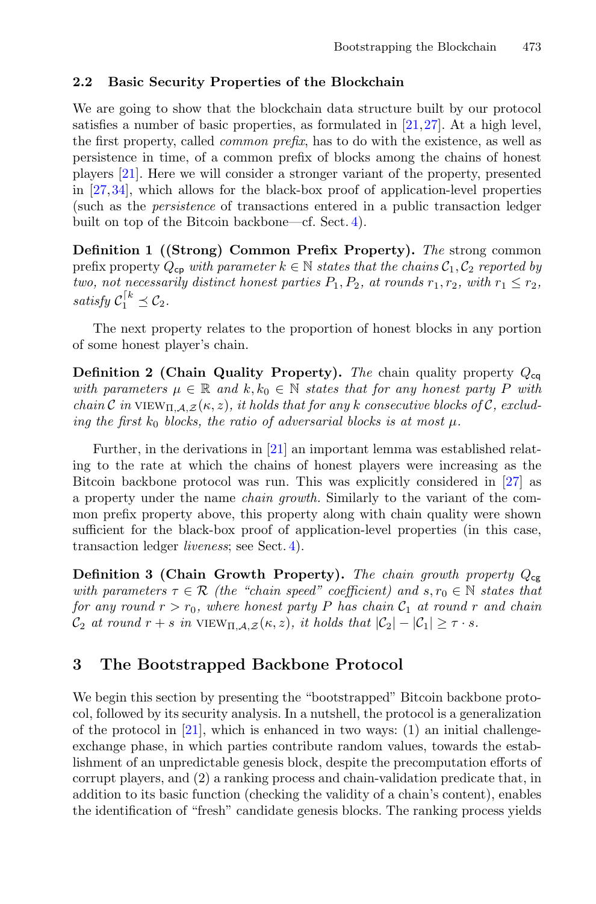### 2.2 Basic Security Properties of the Blockchain

We are going to show that the blockchain data structure built by our protocol satisfies a number of basic properties, as formulated in [21,27]. At a high level, the first property, called *common prefix*, has to do with the existence, as well as persistence in time, of a common prefix of blocks among the chains of honest players [21]. Here we will consider a stronger variant of the property, presented in [27,34], which allows for the black-box proof of application-level properties (such as the *persistence* of transactions entered in a public transaction ledger built on top of the Bitcoin backbone—cf. Sect. 4).

**Definition 1 ((Strong) Common Prefix Property).** *The* strong common prefix property *$Q_{\mathsf{cp}}$ with parameter $k \in \mathbb{N}$ states that the chains $\mathcal{C}_1, \mathcal{C}_2$ reported by two, not necessarily distinct honest parties $P_1, P_2$, at rounds $r_1, r_2$, with $r_1 \leq r_2$, satisfy $\mathcal{C}_1^{\lceil k} \preceq \mathcal{C}_2$.*

The next property relates to the proportion of honest blocks in any portion of some honest player's chain.

**Definition 2 (Chain Quality Property).** *The* chain quality property *$Q_{\mathsf{cq}}$ with parameters $\mu \in \mathbb{R}$ and $k, k_0 \in \mathbb{N}$ states that for any honest party $P$ with chain $\mathcal{C}$ in $\text{VIEW}_{\Pi,\mathcal{A},\mathcal{Z}}(\kappa, z)$, it holds that for any $k$ consecutive blocks of $\mathcal{C}$, excluding the first $k_0$ blocks, the ratio of adversarial blocks is at most $\mu$.*

Further, in the derivations in [21] an important lemma was established relating to the rate at which the chains of honest players were increasing as the Bitcoin backbone protocol was run. This was explicitly considered in [27] as a property under the name *chain growth.* Similarly to the variant of the common prefix property above, this property along with chain quality were shown sufficient for the black-box proof of application-level properties (in this case, transaction ledger *liveness*; see Sect. 4).

**Definition 3 (Chain Growth Property).** *The chain growth property $Q_{\mathsf{cg}}$ with parameters $\tau \in \mathcal{R}$ (the "chain speed" coefficient) and $s, r_0 \in \mathbb{N}$ states that for any round $r > r_0$, where honest party $P$ has chain $\mathcal{C}_1$ at round $r$ and chain $\mathcal{C}_2$ at round $r + s$ in $\text{VIEW}_{\Pi,\mathcal{A},\mathcal{Z}}(\kappa, z)$, it holds that $|\mathcal{C}_2| - |\mathcal{C}_1| \geq \tau \cdot s$.*

## 3 The Bootstrapped Backbone Protocol

We begin this section by presenting the "bootstrapped" Bitcoin backbone protocol, followed by its security analysis. In a nutshell, the protocol is a generalization of the protocol in [21], which is enhanced in two ways: (1) an initial challenge-exchange phase, in which parties contribute random values, towards the establishment of an unpredictable genesis block, despite the precomputation efforts of corrupt players, and (2) a ranking process and chain-validation predicate that, in addition to its basic function (checking the validity of a chain's content), enables the identification of "fresh" candidate genesis blocks. The ranking process yields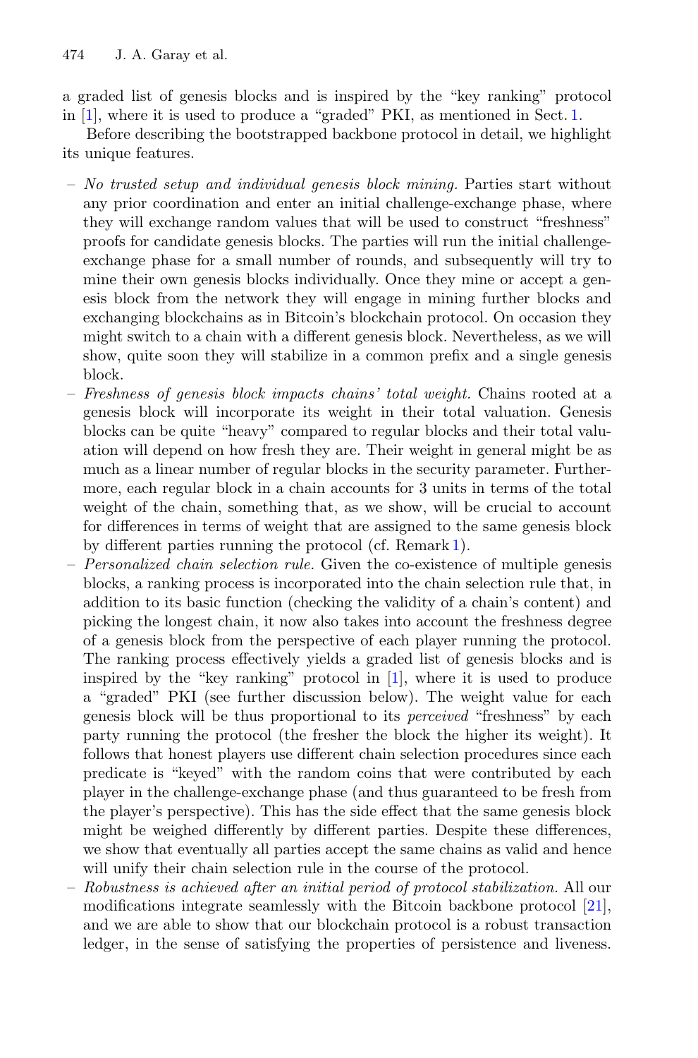a graded list of genesis blocks and is inspired by the "key ranking" protocol in [1], where it is used to produce a "graded" PKI, as mentioned in Sect. 1.

Before describing the bootstrapped backbone protocol in detail, we highlight its unique features.

- *No trusted setup and individual genesis block mining.* Parties start without any prior coordination and enter an initial challenge-exchange phase, where they will exchange random values that will be used to construct "freshness" proofs for candidate genesis blocks. The parties will run the initial challenge-exchange phase for a small number of rounds, and subsequently will try to mine their own genesis blocks individually. Once they mine or accept a genesis block from the network they will engage in mining further blocks and exchanging blockchains as in Bitcoin's blockchain protocol. On occasion they might switch to a chain with a different genesis block. Nevertheless, as we will show, quite soon they will stabilize in a common prefix and a single genesis block.
- *Freshness of genesis block impacts chains' total weight.* Chains rooted at a genesis block will incorporate its weight in their total valuation. Genesis blocks can be quite "heavy" compared to regular blocks and their total valuation will depend on how fresh they are. Their weight in general might be as much as a linear number of regular blocks in the security parameter. Furthermore, each regular block in a chain accounts for 3 units in terms of the total weight of the chain, something that, as we show, will be crucial to account for differences in terms of weight that are assigned to the same genesis block by different parties running the protocol (cf. Remark 1).
- *Personalized chain selection rule.* Given the co-existence of multiple genesis blocks, a ranking process is incorporated into the chain selection rule that, in addition to its basic function (checking the validity of a chain's content) and picking the longest chain, it now also takes into account the freshness degree of a genesis block from the perspective of each player running the protocol. The ranking process effectively yields a graded list of genesis blocks and is inspired by the "key ranking" protocol in [1], where it is used to produce a "graded" PKI (see further discussion below). The weight value for each genesis block will be thus proportional to its *perceived* "freshness" by each party running the protocol (the fresher the block the higher its weight). It follows that honest players use different chain selection procedures since each predicate is "keyed" with the random coins that were contributed by each player in the challenge-exchange phase (and thus guaranteed to be fresh from the player's perspective). This has the side effect that the same genesis block might be weighed differently by different parties. Despite these differences, we show that eventually all parties accept the same chains as valid and hence will unify their chain selection rule in the course of the protocol.
- *Robustness is achieved after an initial period of protocol stabilization.* All our modifications integrate seamlessly with the Bitcoin backbone protocol [21], and we are able to show that our blockchain protocol is a robust transaction ledger, in the sense of satisfying the properties of persistence and liveness.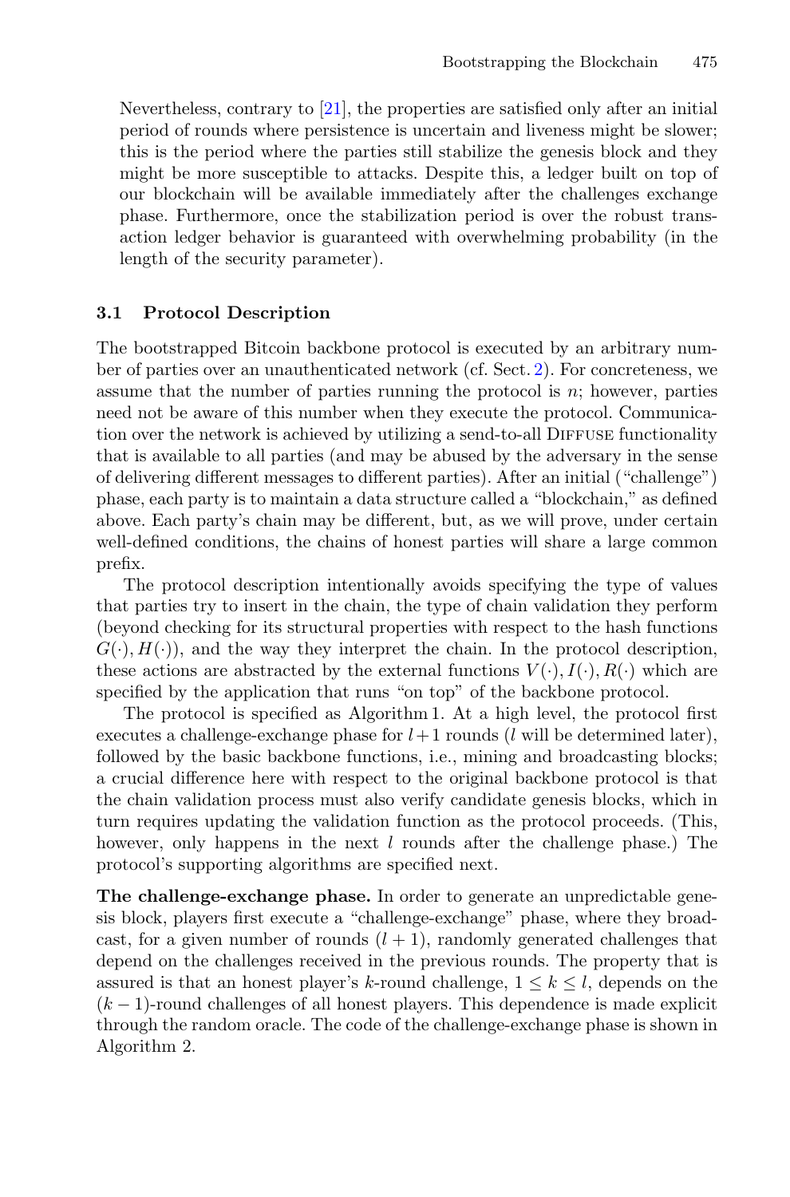Nevertheless, contrary to [21], the properties are satisfied only after an initial period of rounds where persistence is uncertain and liveness might be slower; this is the period where the parties still stabilize the genesis block and they might be more susceptible to attacks. Despite this, a ledger built on top of our blockchain will be available immediately after the challenges exchange phase. Furthermore, once the stabilization period is over the robust transaction ledger behavior is guaranteed with overwhelming probability (in the length of the security parameter).

### 3.1 Protocol Description

The bootstrapped Bitcoin backbone protocol is executed by an arbitrary number of parties over an unauthenticated network (cf. Sect. 2). For concreteness, we assume that the number of parties running the protocol is $n$; however, parties need not be aware of this number when they execute the protocol. Communication over the network is achieved by utilizing a send-to-all Diffuse functionality that is available to all parties (and may be abused by the adversary in the sense of delivering different messages to different parties). After an initial ("challenge") phase, each party is to maintain a data structure called a "blockchain," as defined above. Each party's chain may be different, but, as we will prove, under certain well-defined conditions, the chains of honest parties will share a large common prefix.

The protocol description intentionally avoids specifying the type of values that parties try to insert in the chain, the type of chain validation they perform (beyond checking for its structural properties with respect to the hash functions $G(\cdot), H(\cdot)$), and the way they interpret the chain. In the protocol description, these actions are abstracted by the external functions $V(\cdot), I(\cdot), R(\cdot)$ which are specified by the application that runs "on top" of the backbone protocol.

The protocol is specified as Algorithm 1. At a high level, the protocol first executes a challenge-exchange phase for $l+1$ rounds ($l$ will be determined later), followed by the basic backbone functions, i.e., mining and broadcasting blocks; a crucial difference here with respect to the original backbone protocol is that the chain validation process must also verify candidate genesis blocks, which in turn requires updating the validation function as the protocol proceeds. (This, however, only happens in the next $l$ rounds after the challenge phase.) The protocol's supporting algorithms are specified next.

**The challenge-exchange phase.** In order to generate an unpredictable genesis block, players first execute a "challenge-exchange" phase, where they broadcast, for a given number of rounds $(l+1)$, randomly generated challenges that depend on the challenges received in the previous rounds. The property that is assured is that an honest player's $k$-round challenge, $1 \leq k \leq l$, depends on the $(k-1)$-round challenges of all honest players. This dependence is made explicit through the random oracle. The code of the challenge-exchange phase is shown in Algorithm 2.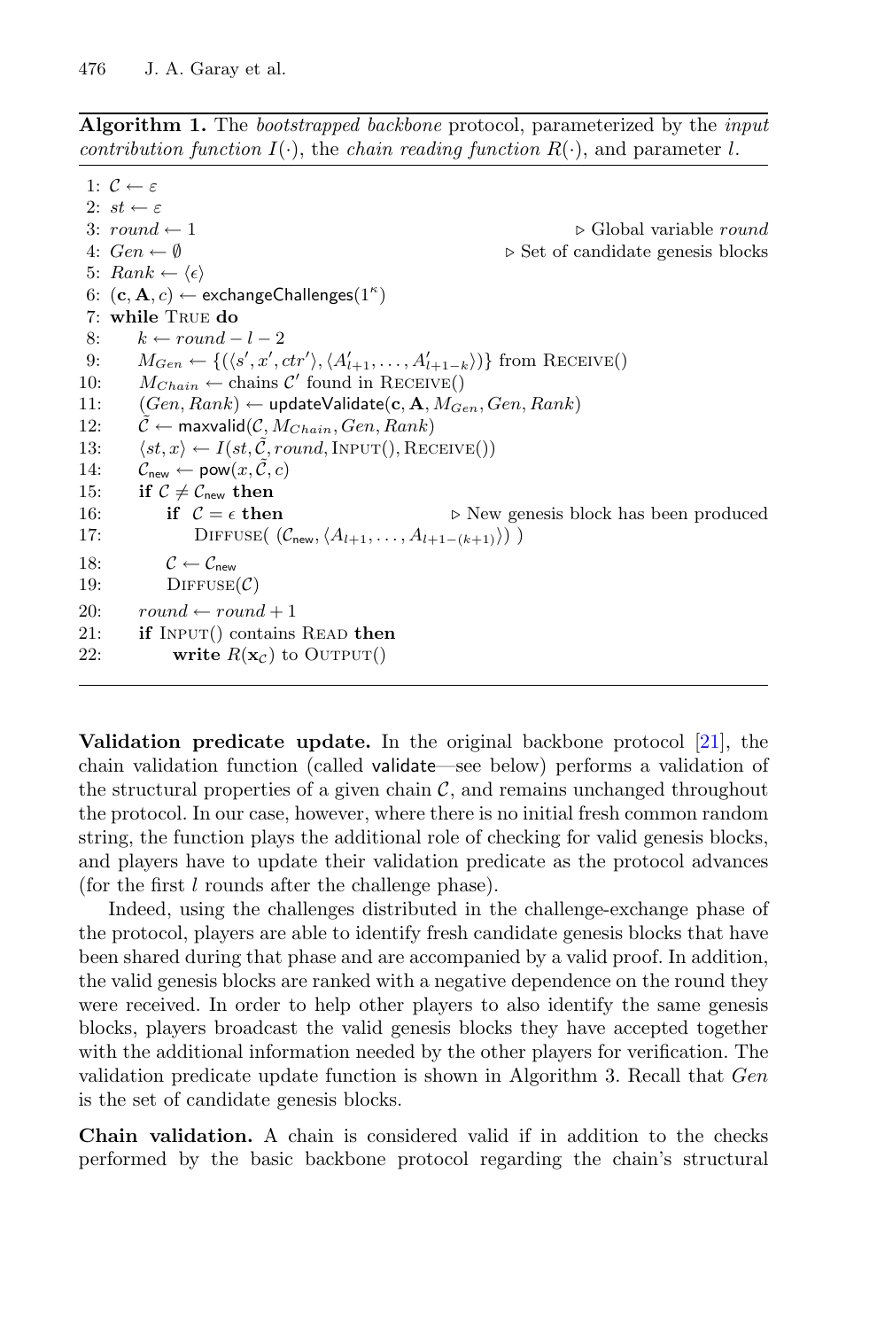**Algorithm 1.** The *bootstrapped backbone* protocol, parameterized by the *input contribution function* $I(\cdot)$, the *chain reading function* $R(\cdot)$, and parameter $l$.

```
1: C ← ε
2: st ← ε
3: round ← 1                                          ▷ Global variable round
4: Gen ← ∅                                            ▷ Set of candidate genesis blocks
5: Rank ← ⟨ϵ⟩
6: (c, A, c) ← exchangeChallenges(1^κ)
7: while True do
8:     k ← round − l − 2
9:     M_Gen ← {(⟨s′, x′, ctr′⟩, ⟨A′_{l+1}, ..., A′_{l+1−k}⟩)} from Receive()
10:    M_Chain ← chains C′ found in Receive()
11:    (Gen, Rank) ← updateValidate(c, A, M_Gen, Gen, Rank)
12:    C̃ ← maxvalid(C, M_Chain, Gen, Rank)
13:    ⟨st, x⟩ ← I(st, C̃, round, Input(), Receive())
14:    C_new ← pow(x, C̃, c)
15:    if C ≠ C_new then
16:        if C = ϵ then                              ▷ New genesis block has been produced
17:            Diffuse( (C_new, ⟨A_{l+1}, ..., A_{l+1−(k+1)}⟩) )
18:        C ← C_new
19:        Diffuse(C)
20:    round ← round + 1
21:    if Input() contains Read then
22:        write R(x_C) to Output()
```

**Validation predicate update.** In the original backbone protocol [21], the chain validation function (called validate—see below) performs a validation of the structural properties of a given chain $\mathcal{C}$, and remains unchanged throughout the protocol. In our case, however, where there is no initial fresh common random string, the function plays the additional role of checking for valid genesis blocks, and players have to update their validation predicate as the protocol advances (for the first $l$ rounds after the challenge phase).

Indeed, using the challenges distributed in the challenge-exchange phase of the protocol, players are able to identify fresh candidate genesis blocks that have been shared during that phase and are accompanied by a valid proof. In addition, the valid genesis blocks are ranked with a negative dependence on the round they were received. In order to help other players to also identify the same genesis blocks, players broadcast the valid genesis blocks they have accepted together with the additional information needed by the other players for verification. The validation predicate update function is shown in Algorithm 3. Recall that $Gen$ is the set of candidate genesis blocks.

**Chain validation.** A chain is considered valid if in addition to the checks performed by the basic backbone protocol regarding the chain's structural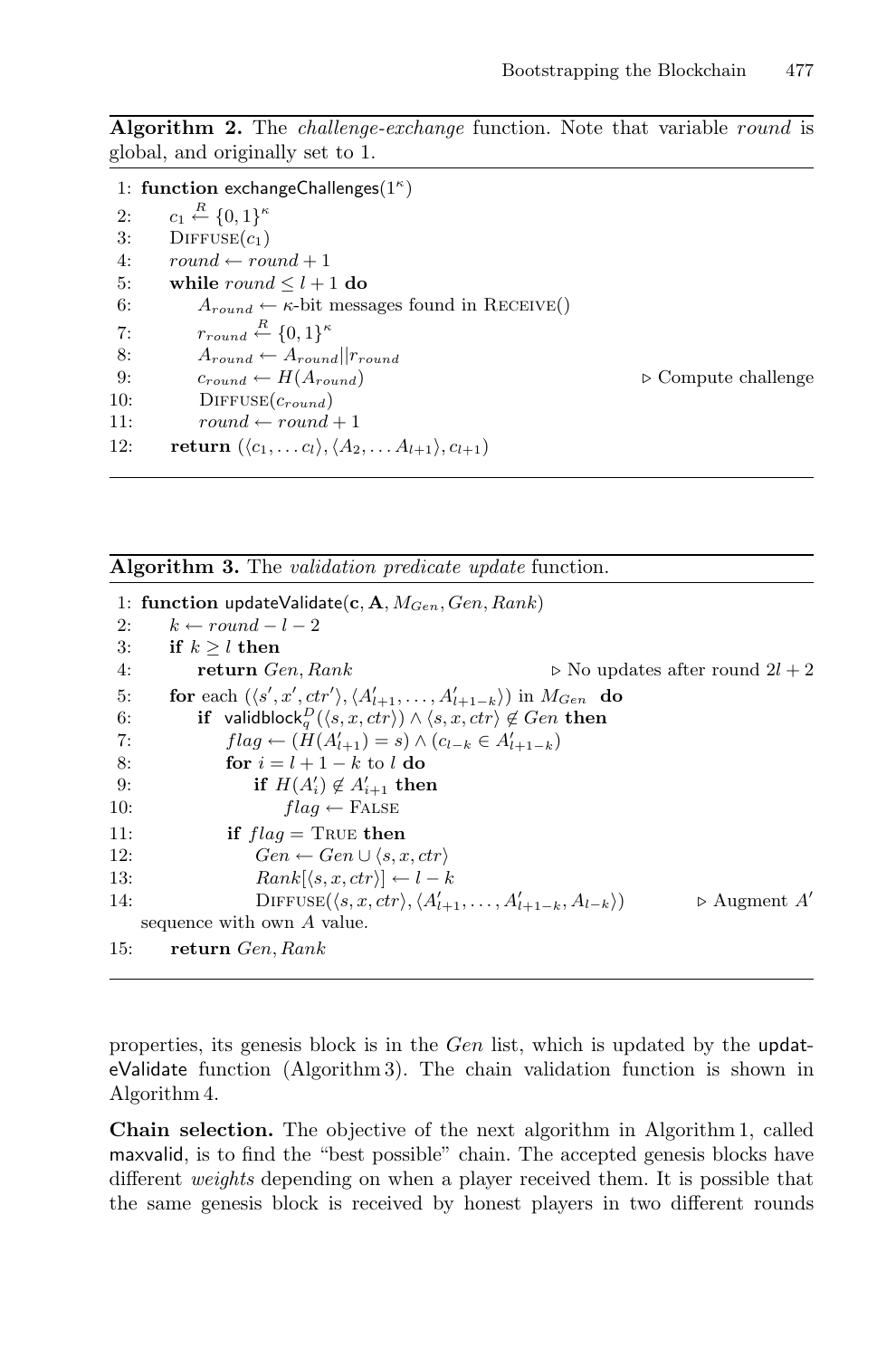**Algorithm 2.** The *challenge-exchange* function. Note that variable *round* is global, and originally set to 1.

```
 1: function exchangeChallenges(1^κ)
 2:     c_1 ←R {0,1}^κ
 3:     DIFFUSE(c_1)
 4:     round ← round + 1
 5:     while round ≤ l + 1 do
 6:         A_round ← κ-bit messages found in RECEIVE()
 7:         r_round ←R {0,1}^κ
 8:         A_round ← A_round || r_round
 9:         c_round ← H(A_round)                          ▷ Compute challenge
10:         DIFFUSE(c_round)
11:         round ← round + 1
12:     return (⟨c_1, ... c_l⟩, ⟨A_2, ... A_{l+1}⟩, c_{l+1})
```

**Algorithm 3.** The *validation predicate update* function.

```
 1: function updateValidate(c, A, M_Gen, Gen, Rank)
 2:     k ← round − l − 2
 3:     if k ≥ l then
 4:         return Gen, Rank                    ▷ No updates after round 2l + 2
 5:     for each (⟨s', x', ctr'⟩, ⟨A'_{l+1}, ..., A'_{l+1−k}⟩) in M_Gen do
 6:         if validblock^D_q(⟨s, x, ctr⟩) ∧ ⟨s, x, ctr⟩ ∉ Gen then
 7:             flag ← (H(A'_{l+1}) = s) ∧ (c_{l−k} ∈ A'_{l+1−k})
 8:             for i = l + 1 − k to l do
 9:                 if H(A'_i) ∉ A'_{i+1} then
10:                     flag ← FALSE
11:             if flag = TRUE then
12:                 Gen ← Gen ∪ ⟨s, x, ctr⟩
13:                 Rank[⟨s, x, ctr⟩] ← l − k
14:                 DIFFUSE(⟨s, x, ctr⟩, ⟨A'_{l+1}, ..., A'_{l+1−k}, A_{l−k}⟩)   ▷ Augment A'
        sequence with own A value.
15:     return Gen, Rank
```

properties, its genesis block is in the *Gen* list, which is updated by the updateValidate function (Algorithm 3). The chain validation function is shown in Algorithm 4.

**Chain selection.** The objective of the next algorithm in Algorithm 1, called maxvalid, is to find the "best possible" chain. The accepted genesis blocks have different *weights* depending on when a player received them. It is possible that the same genesis block is received by honest players in two different rounds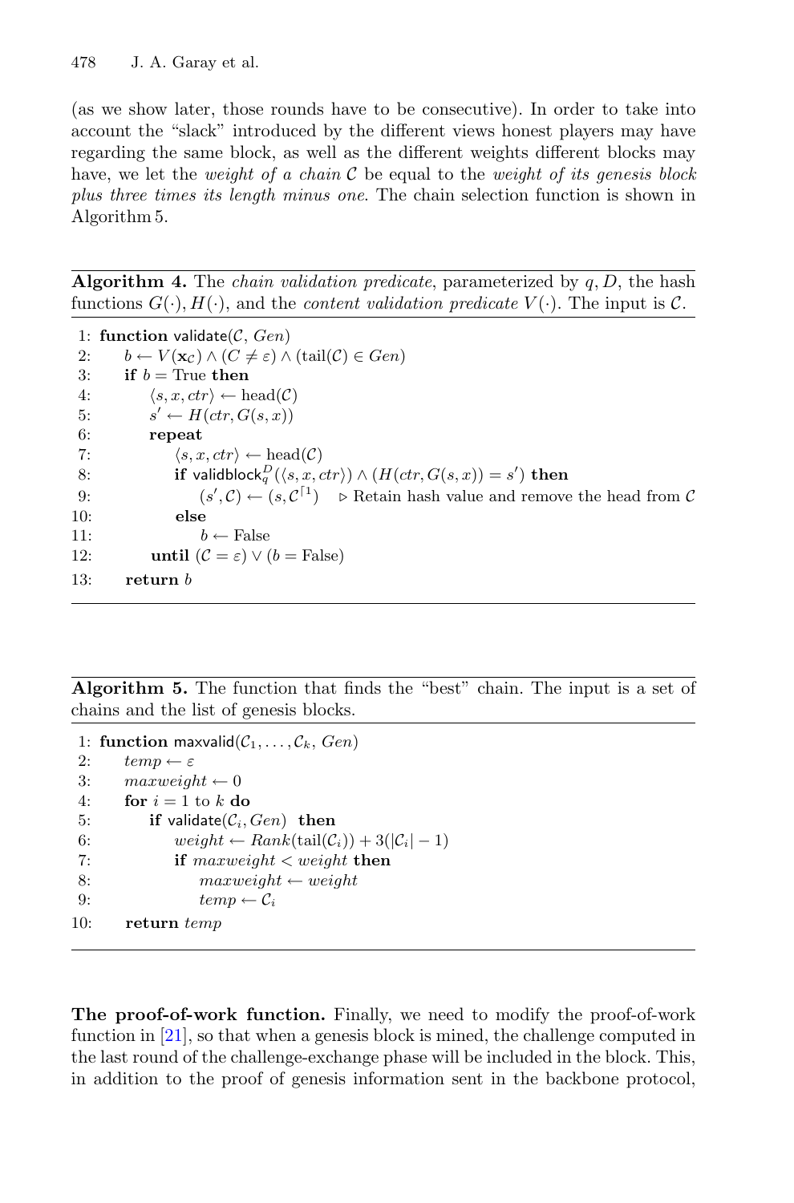(as we show later, those rounds have to be consecutive). In order to take into account the "slack" introduced by the different views honest players may have regarding the same block, as well as the different weights different blocks may have, we let the *weight of a chain* $\mathcal{C}$ be equal to the *weight of its genesis block plus three times its length minus one*. The chain selection function is shown in Algorithm 5.

**Algorithm 4.** The *chain validation predicate*, parameterized by $q, D$, the hash functions $G(\cdot), H(\cdot)$, and the *content validation predicate* $V(\cdot)$. The input is $\mathcal{C}$.

```
1:  function validate(C, Gen)
2:      b ← V(x_C) ∧ (C ≠ ε) ∧ (tail(C) ∈ Gen)
3:      if b = True then
4:          ⟨s, x, ctr⟩ ← head(C)
5:          s' ← H(ctr, G(s, x))
6:          repeat
7:              ⟨s, x, ctr⟩ ← head(C)
8:              if validblock_q^D(⟨s, x, ctr⟩) ∧ (H(ctr, G(s, x)) = s') then
9:                  (s', C) ← (s, C^⌈1)    ▷ Retain hash value and remove the head from C
10:             else
11:                 b ← False
12:         until (C = ε) ∨ (b = False)
13:     return b
```

**Algorithm 5.** The function that finds the "best" chain. The input is a set of chains and the list of genesis blocks.

```
1:  function maxvalid(C_1, ..., C_k, Gen)
2:      temp ← ε
3:      maxweight ← 0
4:      for i = 1 to k do
5:          if validate(C_i, Gen) then
6:              weight ← Rank(tail(C_i)) + 3(|C_i| − 1)
7:              if maxweight < weight then
8:                  maxweight ← weight
9:                  temp ← C_i
10:     return temp
```

**The proof-of-work function.** Finally, we need to modify the proof-of-work function in [21], so that when a genesis block is mined, the challenge computed in the last round of the challenge-exchange phase will be included in the block. This, in addition to the proof of genesis information sent in the backbone protocol,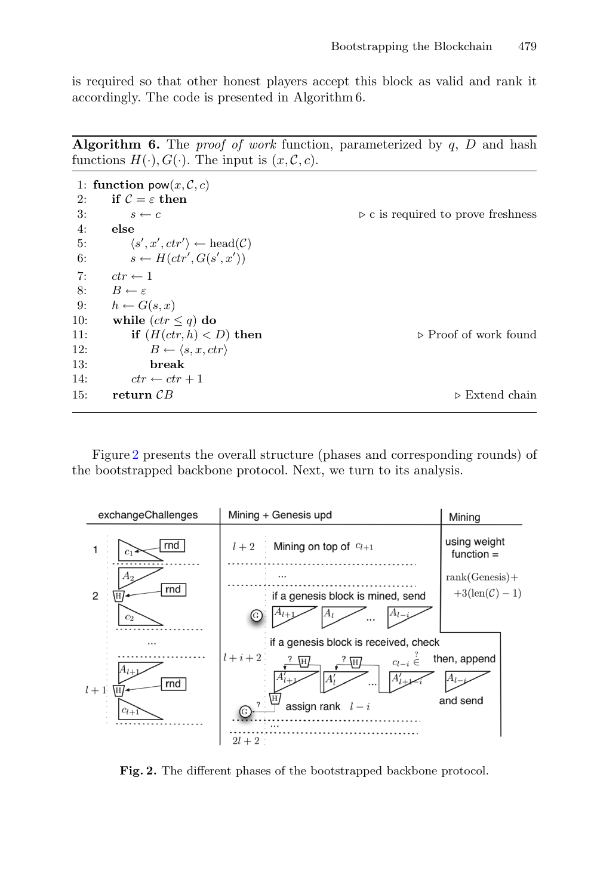is required so that other honest players accept this block as valid and rank it accordingly. The code is presented in Algorithm 6.

**Algorithm 6.** The *proof of work* function, parameterized by $q$, $D$ and hash functions $H(\cdot), G(\cdot)$. The input is $(x, \mathcal{C}, c)$.

```
1: function pow(x, C, c)
2:     if C = ε then
3:         s ← c                                  ▷ c is required to prove freshness
4:     else
5:         ⟨s', x', ctr'⟩ ← head(C)
6:         s ← H(ctr', G(s', x'))
7:     ctr ← 1
8:     B ← ε
9:     h ← G(s, x)
10:    while (ctr ≤ q) do
11:        if (H(ctr, h) < D) then                ▷ Proof of work found
12:            B ← ⟨s, x, ctr⟩
13:            break
14:        ctr ← ctr + 1
15:    return CB                                  ▷ Extend chain
```

Figure 2 presents the overall structure (phases and corresponding rounds) of the bootstrapped backbone protocol. Next, we turn to its analysis.

Fig. 2. The different phases of the bootstrapped backbone protocol.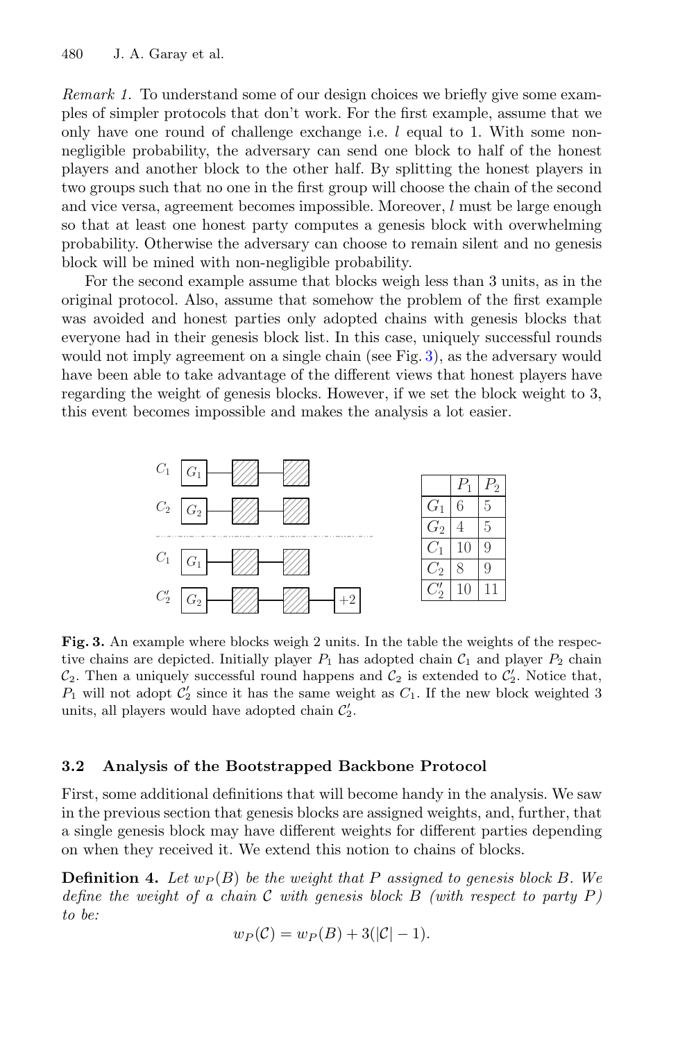*Remark 1.* To understand some of our design choices we briefly give some examples of simpler protocols that don't work. For the first example, assume that we only have one round of challenge exchange i.e. $l$ equal to 1. With some non-negligible probability, the adversary can send one block to half of the honest players and another block to the other half. By splitting the honest players in two groups such that no one in the first group will choose the chain of the second and vice versa, agreement becomes impossible. Moreover, $l$ must be large enough so that at least one honest party computes a genesis block with overwhelming probability. Otherwise the adversary can choose to remain silent and no genesis block will be mined with non-negligible probability.

For the second example assume that blocks weigh less than 3 units, as in the original protocol. Also, assume that somehow the problem of the first example was avoided and honest parties only adopted chains with genesis blocks that everyone had in their genesis block list. In this case, uniquely successful rounds would not imply agreement on a single chain (see Fig. 3), as the adversary would have been able to take advantage of the different views that honest players have regarding the weight of genesis blocks. However, if we set the block weight to 3, this event becomes impossible and makes the analysis a lot easier.

| | $P_1$ | $P_2$ |
|---|---|---|
| $G_1$ | 6 | 5 |
| $G_2$ | 4 | 5 |
| $C_1$ | 10 | 9 |
| $C_2$ | 8 | 9 |
| $C_2'$ | 10 | 11 |

**Fig. 3.** An example where blocks weigh 2 units. In the table the weights of the respective chains are depicted. Initially player $P_1$ has adopted chain $\mathcal{C}_1$ and player $P_2$ chain $\mathcal{C}_2$. Then a uniquely successful round happens and $\mathcal{C}_2$ is extended to $\mathcal{C}_2'$. Notice that, $P_1$ will not adopt $\mathcal{C}_2'$ since it has the same weight as $C_1$. If the new block weighted 3 units, all players would have adopted chain $\mathcal{C}_2'$.

### 3.2 Analysis of the Bootstrapped Backbone Protocol

First, some additional definitions that will become handy in the analysis. We saw in the previous section that genesis blocks are assigned weights, and, further, that a single genesis block may have different weights for different parties depending on when they received it. We extend this notion to chains of blocks.

**Definition 4.** *Let $w_P(B)$ be the weight that $P$ assigned to genesis block $B$. We define the weight of a chain $\mathcal{C}$ with genesis block $B$ (with respect to party $P$) to be:*

$$w_P(\mathcal{C}) = w_P(B) + 3(|\mathcal{C}| - 1).$$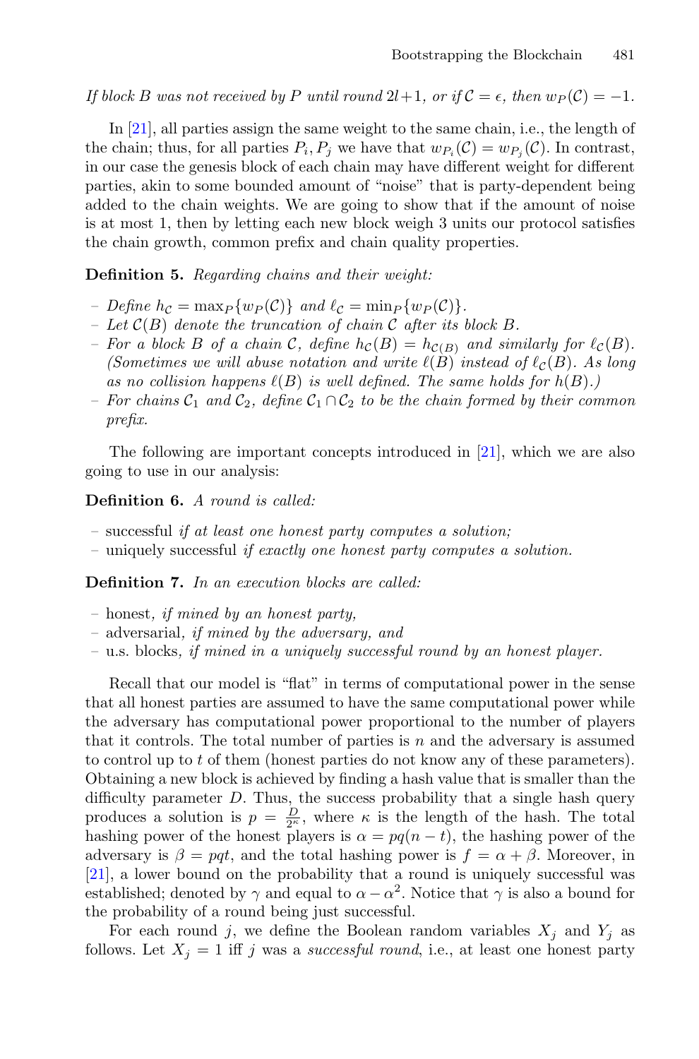*If block $B$ was not received by $P$ until round $2l+1$, or if $\mathcal{C} = \epsilon$, then $w_P(\mathcal{C}) = -1$.*

In [21], all parties assign the same weight to the same chain, i.e., the length of the chain; thus, for all parties $P_i, P_j$ we have that $w_{P_i}(\mathcal{C}) = w_{P_j}(\mathcal{C})$. In contrast, in our case the genesis block of each chain may have different weight for different parties, akin to some bounded amount of "noise" that is party-dependent being added to the chain weights. We are going to show that if the amount of noise is at most 1, then by letting each new block weigh 3 units our protocol satisfies the chain growth, common prefix and chain quality properties.

**Definition 5.** *Regarding chains and their weight:*

- *Define $h_\mathcal{C} = \max_P\{w_P(\mathcal{C})\}$ and $\ell_\mathcal{C} = \min_P\{w_P(\mathcal{C})\}$.*
- *Let $\mathcal{C}(B)$ denote the truncation of chain $\mathcal{C}$ after its block $B$.*
- *For a block $B$ of a chain $\mathcal{C}$, define $h_\mathcal{C}(B) = h_{\mathcal{C}(B)}$ and similarly for $\ell_\mathcal{C}(B)$. (Sometimes we will abuse notation and write $\ell(B)$ instead of $\ell_\mathcal{C}(B)$. As long as no collision happens $\ell(B)$ is well defined. The same holds for $h(B)$.)*
- *For chains $\mathcal{C}_1$ and $\mathcal{C}_2$, define $\mathcal{C}_1 \cap \mathcal{C}_2$ to be the chain formed by their common prefix.*

The following are important concepts introduced in [21], which we are also going to use in our analysis:

**Definition 6.** *A round is called:*

- successful *if at least one honest party computes a solution;*
- uniquely successful *if exactly one honest party computes a solution.*

**Definition 7.** *In an execution blocks are called:*

- honest*, if mined by an honest party,*
- adversarial*, if mined by the adversary, and*
- u.s. blocks*, if mined in a uniquely successful round by an honest player.*

Recall that our model is "flat" in terms of computational power in the sense that all honest parties are assumed to have the same computational power while the adversary has computational power proportional to the number of players that it controls. The total number of parties is $n$ and the adversary is assumed to control up to $t$ of them (honest parties do not know any of these parameters). Obtaining a new block is achieved by finding a hash value that is smaller than the difficulty parameter $D$. Thus, the success probability that a single hash query produces a solution is $p = \frac{D}{2^\kappa}$, where $\kappa$ is the length of the hash. The total hashing power of the honest players is $\alpha = pq(n-t)$, the hashing power of the adversary is $\beta = pqt$, and the total hashing power is $f = \alpha + \beta$. Moreover, in [21], a lower bound on the probability that a round is uniquely successful was established; denoted by $\gamma$ and equal to $\alpha - \alpha^2$. Notice that $\gamma$ is also a bound for the probability of a round being just successful.

For each round $j$, we define the Boolean random variables $X_j$ and $Y_j$ as follows. Let $X_j = 1$ iff $j$ was a *successful round*, i.e., at least one honest party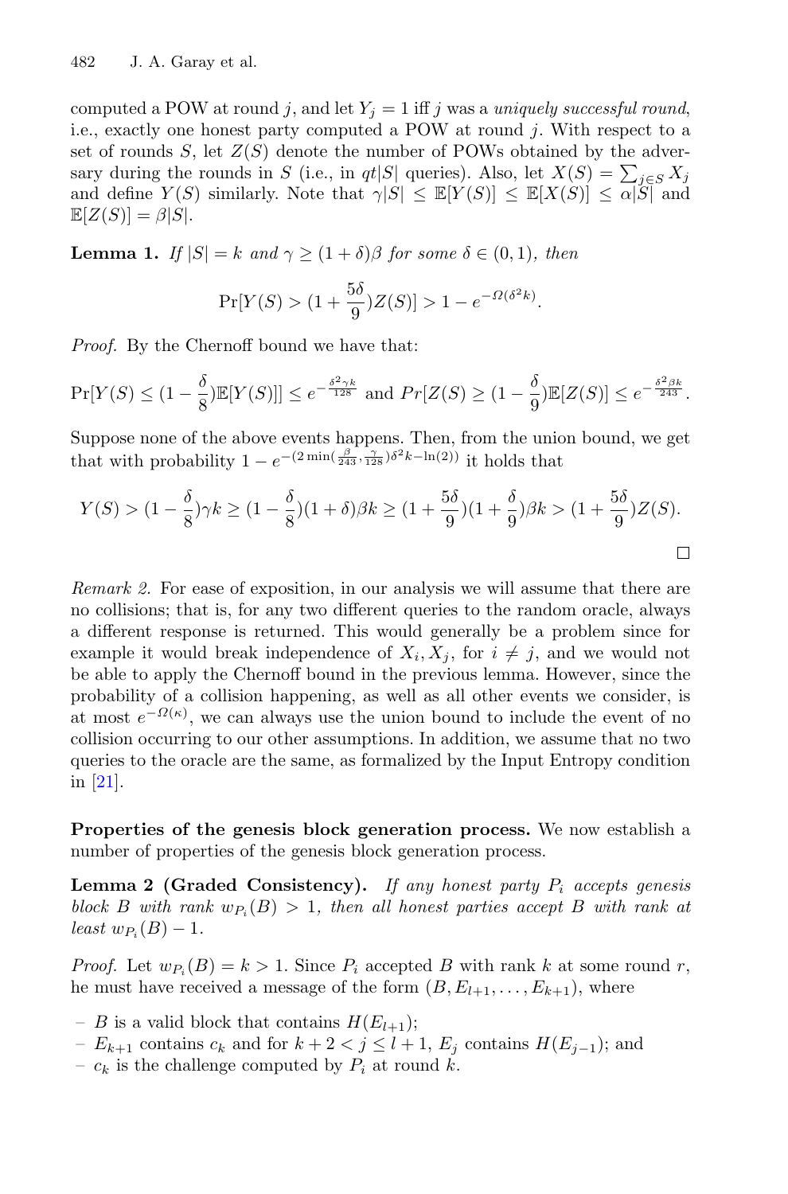computed a POW at round $j$, and let $Y_j = 1$ iff $j$ was a *uniquely successful round*, i.e., exactly one honest party computed a POW at round $j$. With respect to a set of rounds $S$, let $Z(S)$ denote the number of POWs obtained by the adversary during the rounds in $S$ (i.e., in $qt|S|$ queries). Also, let $X(S) = \sum_{j \in S} X_j$ and define $Y(S)$ similarly. Note that $\gamma|S| \leq \mathbb{E}[Y(S)] \leq \mathbb{E}[X(S)] \leq \alpha|S|$ and $\mathbb{E}[Z(S)] = \beta|S|$.

**Lemma 1.** *If $|S| = k$ and $\gamma \geq (1+\delta)\beta$ for some $\delta \in (0,1)$, then*

$$\Pr[Y(S) > (1 + \frac{5\delta}{9})Z(S)] > 1 - e^{-\Omega(\delta^2 k)}.$$

*Proof.* By the Chernoff bound we have that:

$$\Pr[Y(S) \leq (1 - \frac{\delta}{8})\mathbb{E}[Y(S)]] \leq e^{-\frac{\delta^2 \gamma k}{128}} \text{ and } Pr[Z(S) \geq (1 - \frac{\delta}{9})\mathbb{E}[Z(S)] \leq e^{-\frac{\delta^2 \beta k}{243}}.$$

Suppose none of the above events happens. Then, from the union bound, we get that with probability $1 - e^{-(2\min(\frac{\beta}{243}, \frac{\gamma}{128})\delta^2 k - \ln(2))}$ it holds that

$$Y(S) > (1 - \frac{\delta}{8})\gamma k \geq (1 - \frac{\delta}{8})(1+\delta)\beta k \geq (1 + \frac{5\delta}{9})(1 + \frac{\delta}{9})\beta k > (1 + \frac{5\delta}{9})Z(S).$$

□

*Remark 2.* For ease of exposition, in our analysis we will assume that there are no collisions; that is, for any two different queries to the random oracle, always a different response is returned. This would generally be a problem since for example it would break independence of $X_i, X_j$, for $i \neq j$, and we would not be able to apply the Chernoff bound in the previous lemma. However, since the probability of a collision happening, as well as all other events we consider, is at most $e^{-\Omega(\kappa)}$, we can always use the union bound to include the event of no collision occurring to our other assumptions. In addition, we assume that no two queries to the oracle are the same, as formalized by the Input Entropy condition in [21].

**Properties of the genesis block generation process.** We now establish a number of properties of the genesis block generation process.

**Lemma 2 (Graded Consistency).** *If any honest party $P_i$ accepts genesis block $B$ with rank $w_{P_i}(B) > 1$, then all honest parties accept $B$ with rank at least $w_{P_i}(B) - 1$.*

*Proof.* Let $w_{P_i}(B) = k > 1$. Since $P_i$ accepted $B$ with rank $k$ at some round $r$, he must have received a message of the form $(B, E_{l+1}, \ldots, E_{k+1})$, where

- $B$ is a valid block that contains $H(E_{l+1})$;
- $E_{k+1}$ contains $c_k$ and for $k+2 < j \leq l+1$, $E_j$ contains $H(E_{j-1})$; and
- $c_k$ is the challenge computed by $P_i$ at round $k$.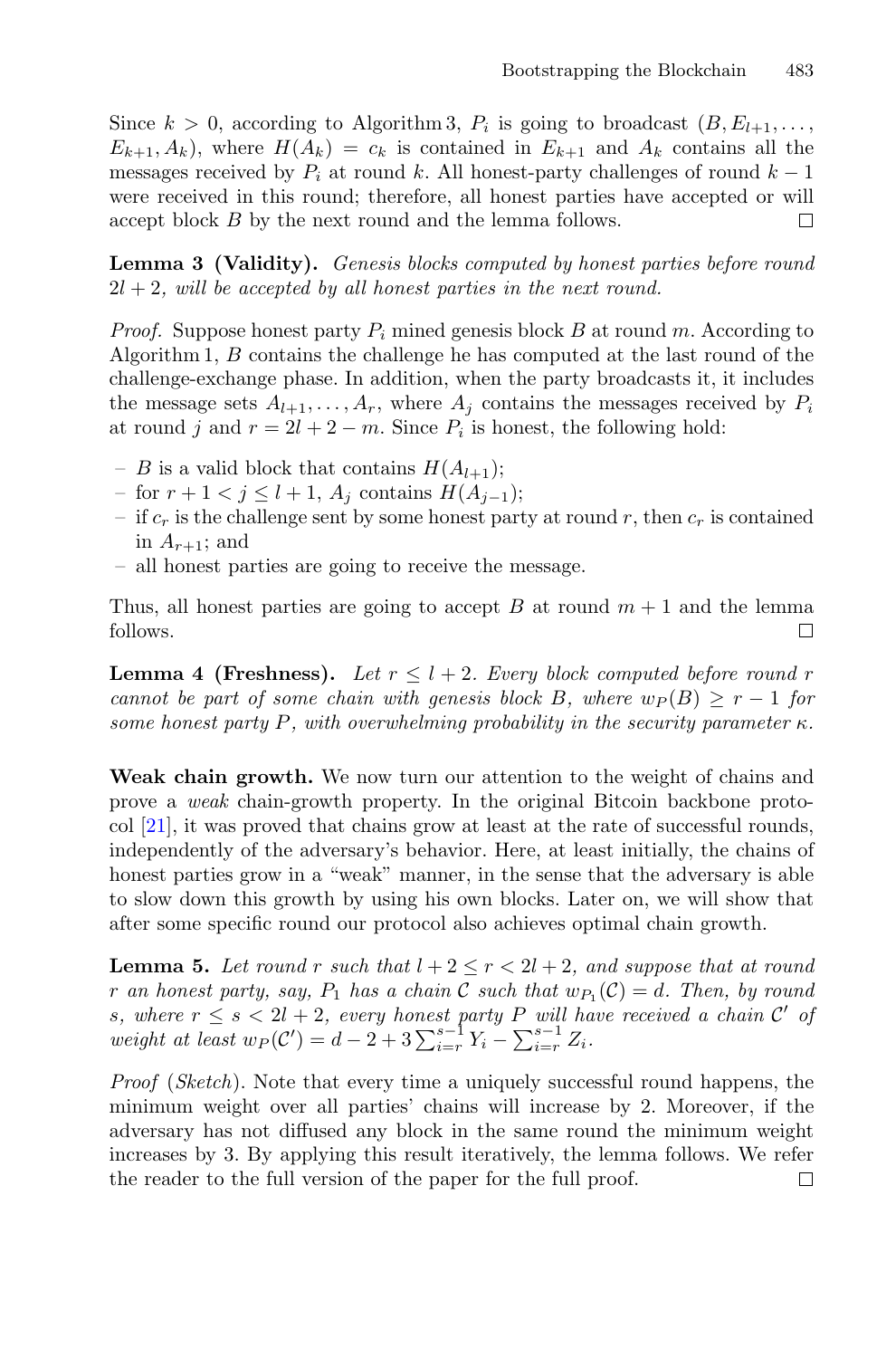Since $k > 0$, according to Algorithm 3, $P_i$ is going to broadcast $(B, E_{l+1}, \ldots, E_{k+1}, A_k)$, where $H(A_k) = c_k$ is contained in $E_{k+1}$ and $A_k$ contains all the messages received by $P_i$ at round $k$. All honest-party challenges of round $k-1$ were received in this round; therefore, all honest parties have accepted or will accept block $B$ by the next round and the lemma follows. □

**Lemma 3 (Validity).** *Genesis blocks computed by honest parties before round $2l+2$, will be accepted by all honest parties in the next round.*

*Proof.* Suppose honest party $P_i$ mined genesis block $B$ at round $m$. According to Algorithm 1, $B$ contains the challenge he has computed at the last round of the challenge-exchange phase. In addition, when the party broadcasts it, it includes the message sets $A_{l+1}, \ldots, A_r$, where $A_j$ contains the messages received by $P_i$ at round $j$ and $r = 2l + 2 - m$. Since $P_i$ is honest, the following hold:

- $B$ is a valid block that contains $H(A_{l+1})$;
- for $r + 1 < j \leq l + 1$, $A_j$ contains $H(A_{j-1})$;
- if $c_r$ is the challenge sent by some honest party at round $r$, then $c_r$ is contained in $A_{r+1}$; and
- all honest parties are going to receive the message.

Thus, all honest parties are going to accept $B$ at round $m + 1$ and the lemma follows. □

**Lemma 4 (Freshness).** *Let $r \leq l + 2$. Every block computed before round $r$ cannot be part of some chain with genesis block $B$, where $w_P(B) \geq r - 1$ for some honest party $P$, with overwhelming probability in the security parameter $\kappa$.*

**Weak chain growth.** We now turn our attention to the weight of chains and prove a *weak* chain-growth property. In the original Bitcoin backbone protocol [21], it was proved that chains grow at least at the rate of successful rounds, independently of the adversary's behavior. Here, at least initially, the chains of honest parties grow in a "weak" manner, in the sense that the adversary is able to slow down this growth by using his own blocks. Later on, we will show that after some specific round our protocol also achieves optimal chain growth.

**Lemma 5.** *Let round $r$ such that $l + 2 \leq r < 2l + 2$, and suppose that at round $r$ an honest party, say, $P_1$ has a chain $\mathcal{C}$ such that $w_{P_1}(\mathcal{C}) = d$. Then, by round $s$, where $r \leq s < 2l + 2$, every honest party $P$ will have received a chain $\mathcal{C}'$ of weight at least $w_P(\mathcal{C}') = d - 2 + 3\sum_{i=r}^{s-1} Y_i - \sum_{i=r}^{s-1} Z_i$.*

*Proof* (*Sketch*). Note that every time a uniquely successful round happens, the minimum weight over all parties' chains will increase by 2. Moreover, if the adversary has not diffused any block in the same round the minimum weight increases by 3. By applying this result iteratively, the lemma follows. We refer the reader to the full version of the paper for the full proof. □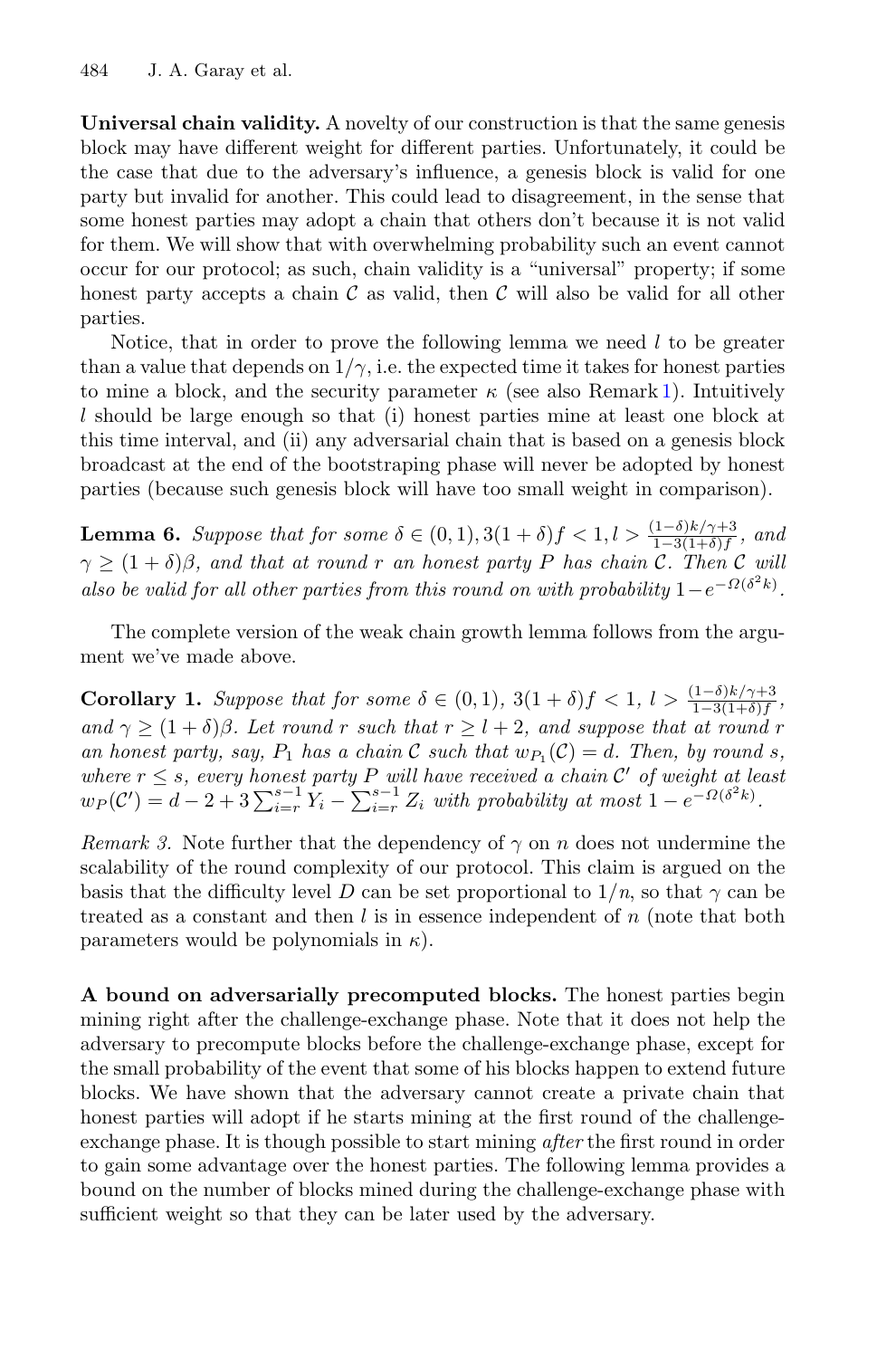**Universal chain validity.** A novelty of our construction is that the same genesis block may have different weight for different parties. Unfortunately, it could be the case that due to the adversary's influence, a genesis block is valid for one party but invalid for another. This could lead to disagreement, in the sense that some honest parties may adopt a chain that others don't because it is not valid for them. We will show that with overwhelming probability such an event cannot occur for our protocol; as such, chain validity is a "universal" property; if some honest party accepts a chain $\mathcal{C}$ as valid, then $\mathcal{C}$ will also be valid for all other parties.

Notice, that in order to prove the following lemma we need $l$ to be greater than a value that depends on $1/\gamma$, i.e. the expected time it takes for honest parties to mine a block, and the security parameter $\kappa$ (see also Remark 1). Intuitively $l$ should be large enough so that (i) honest parties mine at least one block at this time interval, and (ii) any adversarial chain that is based on a genesis block broadcast at the end of the bootstraping phase will never be adopted by honest parties (because such genesis block will have too small weight in comparison).

**Lemma 6.** *Suppose that for some $\delta \in (0,1), 3(1+\delta)f < 1, l > \frac{(1-\delta)k/\gamma+3}{1-3(1+\delta)f}$, and $\gamma \geq (1+\delta)\beta$, and that at round $r$ an honest party $P$ has chain $\mathcal{C}$. Then $\mathcal{C}$ will also be valid for all other parties from this round on with probability $1-e^{-\Omega(\delta^2 k)}$.*

The complete version of the weak chain growth lemma follows from the argument we've made above.

**Corollary 1.** *Suppose that for some $\delta \in (0,1)$, $3(1+\delta)f < 1$, $l > \frac{(1-\delta)k/\gamma+3}{1-3(1+\delta)f}$, and $\gamma \geq (1+\delta)\beta$. Let round $r$ such that $r \geq l+2$, and suppose that at round $r$ an honest party, say, $P_1$ has a chain $\mathcal{C}$ such that $w_{P_1}(\mathcal{C}) = d$. Then, by round $s$, where $r \leq s$, every honest party $P$ will have received a chain $\mathcal{C}'$ of weight at least $w_P(\mathcal{C}') = d - 2 + 3\sum_{i=r}^{s-1} Y_i - \sum_{i=r}^{s-1} Z_i$ with probability at most $1 - e^{-\Omega(\delta^2 k)}$.*

*Remark 3.* Note further that the dependency of $\gamma$ on $n$ does not undermine the scalability of the round complexity of our protocol. This claim is argued on the basis that the difficulty level $D$ can be set proportional to $1/n$, so that $\gamma$ can be treated as a constant and then $l$ is in essence independent of $n$ (note that both parameters would be polynomials in $\kappa$).

**A bound on adversarially precomputed blocks.** The honest parties begin mining right after the challenge-exchange phase. Note that it does not help the adversary to precompute blocks before the challenge-exchange phase, except for the small probability of the event that some of his blocks happen to extend future blocks. We have shown that the adversary cannot create a private chain that honest parties will adopt if he starts mining at the first round of the challenge-exchange phase. It is though possible to start mining *after* the first round in order to gain some advantage over the honest parties. The following lemma provides a bound on the number of blocks mined during the challenge-exchange phase with sufficient weight so that they can be later used by the adversary.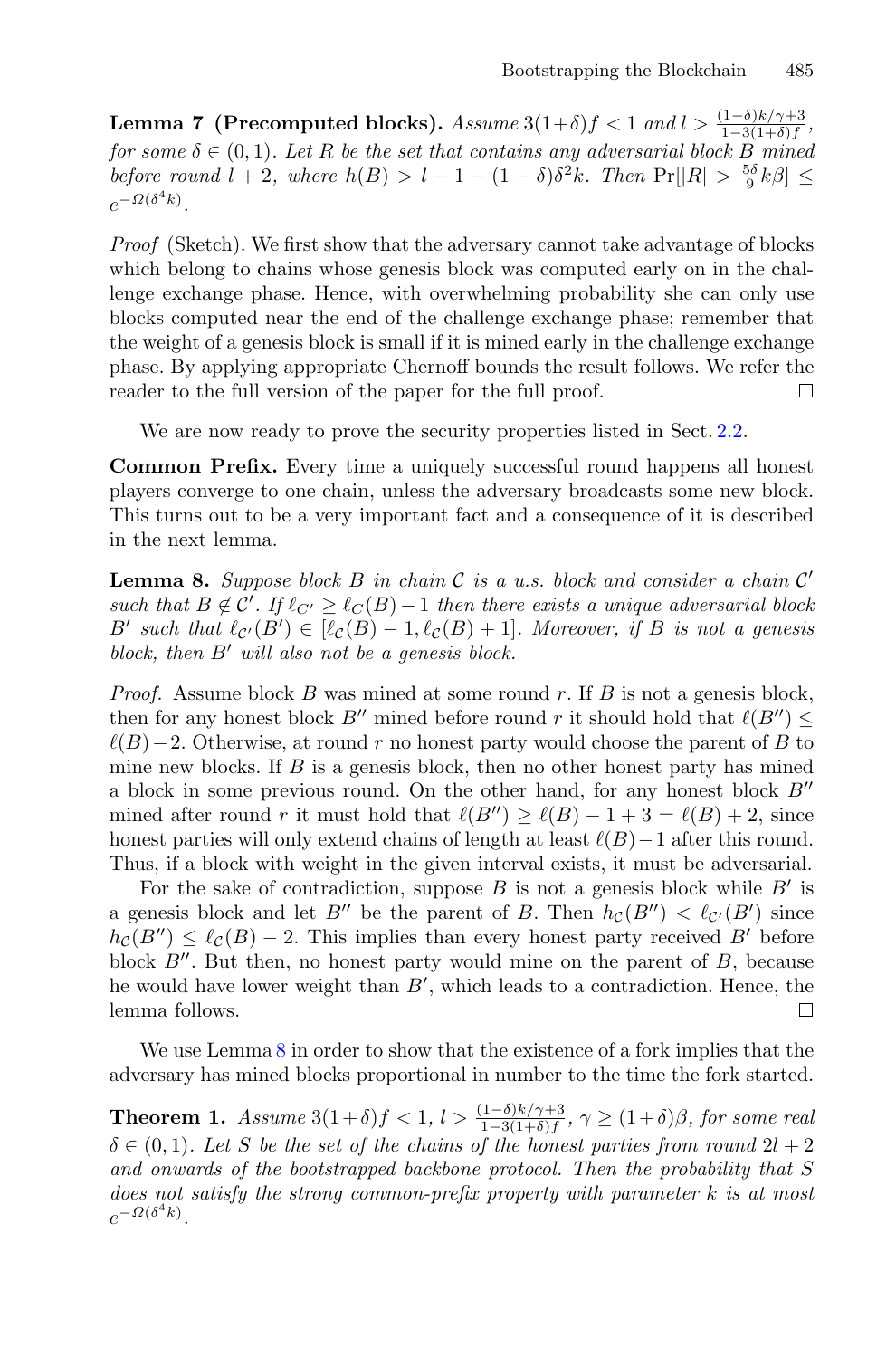**Lemma 7 (Precomputed blocks).** *Assume* $3(1+\delta)f < 1$ *and* $l > \frac{(1-\delta)k/\gamma+3}{1-3(1+\delta)f}$, *for some* $\delta \in (0,1)$. *Let* $R$ *be the set that contains any adversarial block* $B$ *mined before round* $l+2$, *where* $h(B) > l - 1 - (1-\delta)\delta^2 k$. *Then* $\Pr[|R| > \frac{5\delta}{9}k\beta] \le e^{-\Omega(\delta^4 k)}$.

*Proof* (Sketch). We first show that the adversary cannot take advantage of blocks which belong to chains whose genesis block was computed early on in the challenge exchange phase. Hence, with overwhelming probability she can only use blocks computed near the end of the challenge exchange phase; remember that the weight of a genesis block is small if it is mined early in the challenge exchange phase. By applying appropriate Chernoff bounds the result follows. We refer the reader to the full version of the paper for the full proof. □

We are now ready to prove the security properties listed in Sect. 2.2.

**Common Prefix.** Every time a uniquely successful round happens all honest players converge to one chain, unless the adversary broadcasts some new block. This turns out to be a very important fact and a consequence of it is described in the next lemma.

**Lemma 8.** *Suppose block* $B$ *in chain* $\mathcal{C}$ *is a u.s. block and consider a chain* $\mathcal{C}'$ *such that* $B \notin \mathcal{C}'$. *If* $\ell_{\mathcal{C}'} \geq \ell_{\mathcal{C}}(B) - 1$ *then there exists a unique adversarial block* $B'$ *such that* $\ell_{\mathcal{C}'}(B') \in [\ell_{\mathcal{C}}(B) - 1, \ell_{\mathcal{C}}(B) + 1]$. *Moreover, if* $B$ *is not a genesis block, then* $B'$ *will also not be a genesis block.*

*Proof.* Assume block $B$ was mined at some round $r$. If $B$ is not a genesis block, then for any honest block $B''$ mined before round $r$ it should hold that $\ell(B'') \leq \ell(B) - 2$. Otherwise, at round $r$ no honest party would choose the parent of $B$ to mine new blocks. If $B$ is a genesis block, then no other honest party has mined a block in some previous round. On the other hand, for any honest block $B''$ mined after round $r$ it must hold that $\ell(B'') \geq \ell(B) - 1 + 3 = \ell(B) + 2$, since honest parties will only extend chains of length at least $\ell(B) - 1$ after this round. Thus, if a block with weight in the given interval exists, it must be adversarial.

For the sake of contradiction, suppose $B$ is not a genesis block while $B'$ is a genesis block and let $B''$ be the parent of $B$. Then $h_{\mathcal{C}}(B'') < \ell_{\mathcal{C}'}(B')$ since $h_{\mathcal{C}}(B'') \leq \ell_{\mathcal{C}}(B) - 2$. This implies than every honest party received $B'$ before block $B''$. But then, no honest party would mine on the parent of $B$, because he would have lower weight than $B'$, which leads to a contradiction. Hence, the lemma follows. □

We use Lemma 8 in order to show that the existence of a fork implies that the adversary has mined blocks proportional in number to the time the fork started.

**Theorem 1.** *Assume* $3(1+\delta)f < 1$, $l > \frac{(1-\delta)k/\gamma+3}{1-3(1+\delta)f}$, $\gamma \geq (1+\delta)\beta$, *for some real* $\delta \in (0,1)$. *Let* $S$ *be the set of the chains of the honest parties from round* $2l+2$ *and onwards of the bootstrapped backbone protocol. Then the probability that* $S$ *does not satisfy the strong common-prefix property with parameter* $k$ *is at most* $e^{-\Omega(\delta^4 k)}$.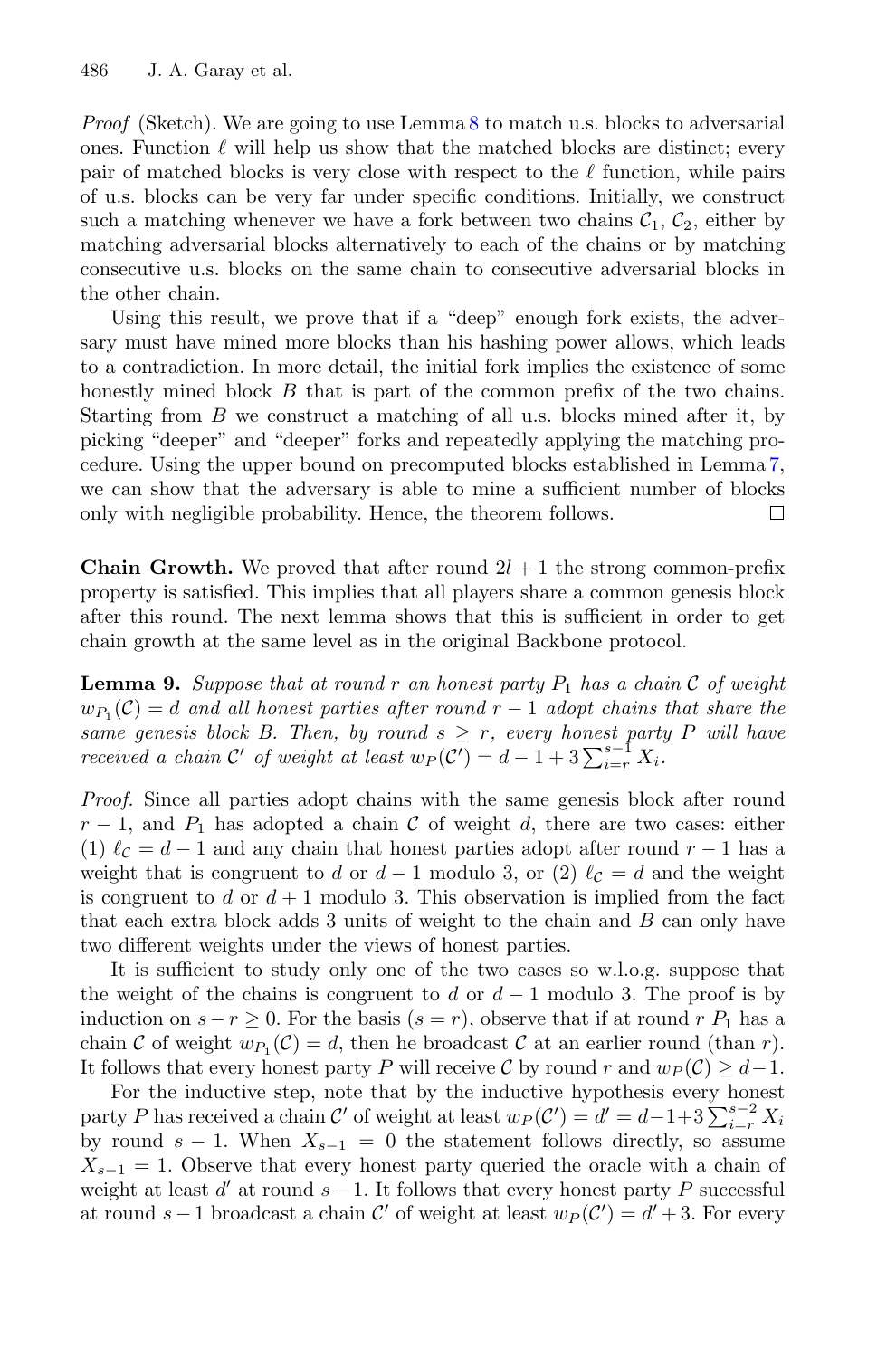*Proof* (Sketch). We are going to use Lemma 8 to match u.s. blocks to adversarial ones. Function $\ell$ will help us show that the matched blocks are distinct; every pair of matched blocks is very close with respect to the $\ell$ function, while pairs of u.s. blocks can be very far under specific conditions. Initially, we construct such a matching whenever we have a fork between two chains $\mathcal{C}_1$, $\mathcal{C}_2$, either by matching adversarial blocks alternatively to each of the chains or by matching consecutive u.s. blocks on the same chain to consecutive adversarial blocks in the other chain.

Using this result, we prove that if a "deep" enough fork exists, the adversary must have mined more blocks than his hashing power allows, which leads to a contradiction. In more detail, the initial fork implies the existence of some honestly mined block $B$ that is part of the common prefix of the two chains. Starting from $B$ we construct a matching of all u.s. blocks mined after it, by picking "deeper" and "deeper" forks and repeatedly applying the matching procedure. Using the upper bound on precomputed blocks established in Lemma 7, we can show that the adversary is able to mine a sufficient number of blocks only with negligible probability. Hence, the theorem follows. □

**Chain Growth.** We proved that after round $2l+1$ the strong common-prefix property is satisfied. This implies that all players share a common genesis block after this round. The next lemma shows that this is sufficient in order to get chain growth at the same level as in the original Backbone protocol.

**Lemma 9.** *Suppose that at round $r$ an honest party $P_1$ has a chain $\mathcal{C}$ of weight $w_{P_1}(\mathcal{C}) = d$ and all honest parties after round $r-1$ adopt chains that share the same genesis block $B$. Then, by round $s \geq r$, every honest party $P$ will have received a chain $\mathcal{C}'$ of weight at least $w_P(\mathcal{C}') = d - 1 + 3\sum_{i=r}^{s-1} X_i$.*

*Proof.* Since all parties adopt chains with the same genesis block after round $r-1$, and $P_1$ has adopted a chain $\mathcal{C}$ of weight $d$, there are two cases: either (1) $\ell_{\mathcal{C}} = d-1$ and any chain that honest parties adopt after round $r-1$ has a weight that is congruent to $d$ or $d-1$ modulo 3, or (2) $\ell_{\mathcal{C}} = d$ and the weight is congruent to $d$ or $d+1$ modulo 3. This observation is implied from the fact that each extra block adds 3 units of weight to the chain and $B$ can only have two different weights under the views of honest parties.

It is sufficient to study only one of the two cases so w.l.o.g. suppose that the weight of the chains is congruent to $d$ or $d-1$ modulo 3. The proof is by induction on $s - r \geq 0$. For the basis ($s = r$), observe that if at round $r$ $P_1$ has a chain $\mathcal{C}$ of weight $w_{P_1}(\mathcal{C}) = d$, then he broadcast $\mathcal{C}$ at an earlier round (than $r$). It follows that every honest party $P$ will receive $\mathcal{C}$ by round $r$ and $w_P(\mathcal{C}) \geq d-1$.

For the inductive step, note that by the inductive hypothesis every honest party $P$ has received a chain $\mathcal{C}'$ of weight at least $w_P(\mathcal{C}') = d' = d-1+3\sum_{i=r}^{s-2} X_i$ by round $s-1$. When $X_{s-1} = 0$ the statement follows directly, so assume $X_{s-1} = 1$. Observe that every honest party queried the oracle with a chain of weight at least $d'$ at round $s-1$. It follows that every honest party $P$ successful at round $s-1$ broadcast a chain $\mathcal{C}'$ of weight at least $w_P(\mathcal{C}') = d'+3$. For every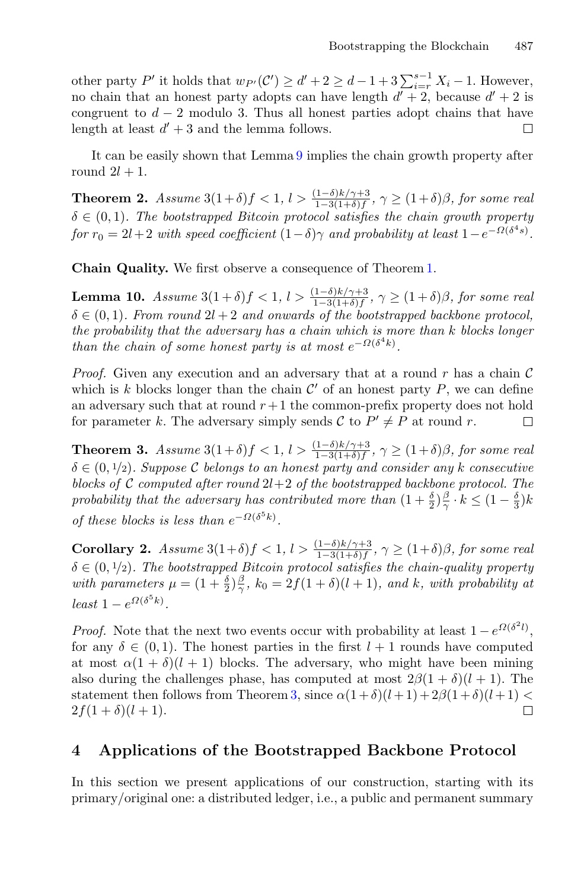other party $P'$ it holds that $w_{P'}(\mathcal{C}') \geq d' + 2 \geq d - 1 + 3\sum_{i=r}^{s-1} X_i - 1$. However, no chain that an honest party adopts can have length $d' + 2$, because $d' + 2$ is congruent to $d - 2$ modulo 3. Thus all honest parties adopt chains that have length at least $d' + 3$ and the lemma follows. □

It can be easily shown that Lemma 9 implies the chain growth property after round $2l + 1$.

**Theorem 2.** *Assume $3(1+\delta)f < 1$, $l > \frac{(1-\delta)k/\gamma+3}{1-3(1+\delta)f}$, $\gamma \geq (1+\delta)\beta$, for some real $\delta \in (0,1)$. The bootstrapped Bitcoin protocol satisfies the chain growth property for $r_0 = 2l+2$ with speed coefficient $(1-\delta)\gamma$ and probability at least $1-e^{-\Omega(\delta^4 s)}$.*

**Chain Quality.** We first observe a consequence of Theorem 1.

**Lemma 10.** *Assume $3(1+\delta)f < 1$, $l > \frac{(1-\delta)k/\gamma+3}{1-3(1+\delta)f}$, $\gamma \geq (1+\delta)\beta$, for some real $\delta \in (0,1)$. From round $2l+2$ and onwards of the bootstrapped backbone protocol, the probability that the adversary has a chain which is more than $k$ blocks longer than the chain of some honest party is at most $e^{-\Omega(\delta^4 k)}$.*

*Proof.* Given any execution and an adversary that at a round $r$ has a chain $\mathcal{C}$ which is $k$ blocks longer than the chain $\mathcal{C}'$ of an honest party $P$, we can define an adversary such that at round $r+1$ the common-prefix property does not hold for parameter $k$. The adversary simply sends $\mathcal{C}$ to $P' \neq P$ at round $r$. □

**Theorem 3.** *Assume $3(1+\delta)f < 1$, $l > \frac{(1-\delta)k/\gamma+3}{1-3(1+\delta)f}$, $\gamma \geq (1+\delta)\beta$, for some real $\delta \in (0,1/2)$. Suppose $\mathcal{C}$ belongs to an honest party and consider any $k$ consecutive blocks of $\mathcal{C}$ computed after round $2l+2$ of the bootstrapped backbone protocol. The probability that the adversary has contributed more than $(1+\frac{\delta}{2})\frac{\beta}{\gamma}\cdot k \leq (1-\frac{\delta}{3})k$ of these blocks is less than $e^{-\Omega(\delta^5 k)}$.*

**Corollary 2.** *Assume $3(1+\delta)f < 1$, $l > \frac{(1-\delta)k/\gamma+3}{1-3(1+\delta)f}$, $\gamma \geq (1+\delta)\beta$, for some real $\delta \in (0,1/2)$. The bootstrapped Bitcoin protocol satisfies the chain-quality property with parameters $\mu = (1+\frac{\delta}{2})\frac{\beta}{\gamma}$, $k_0 = 2f(1+\delta)(l+1)$, and $k$, with probability at least $1-e^{\Omega(\delta^5 k)}$.*

*Proof.* Note that the next two events occur with probability at least $1-e^{\Omega(\delta^2 l)}$, for any $\delta \in (0,1)$. The honest parties in the first $l+1$ rounds have computed at most $\alpha(1+\delta)(l+1)$ blocks. The adversary, who might have been mining also during the challenges phase, has computed at most $2\beta(1+\delta)(l+1)$. The statement then follows from Theorem 3, since $\alpha(1+\delta)(l+1)+2\beta(1+\delta)(l+1) < 2f(1+\delta)(l+1)$. □

## 4 Applications of the Bootstrapped Backbone Protocol

In this section we present applications of our construction, starting with its primary/original one: a distributed ledger, i.e., a public and permanent summary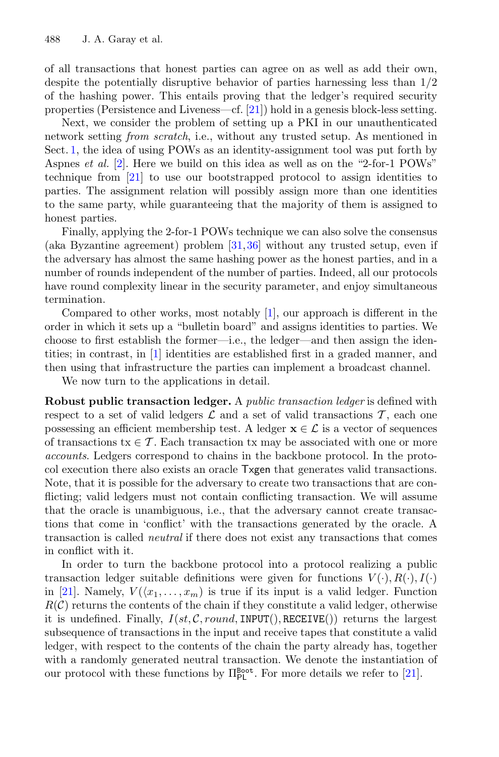of all transactions that honest parties can agree on as well as add their own, despite the potentially disruptive behavior of parties harnessing less than 1/2 of the hashing power. This entails proving that the ledger's required security properties (Persistence and Liveness—cf. [21]) hold in a genesis block-less setting.

Next, we consider the problem of setting up a PKI in our unauthenticated network setting *from scratch*, i.e., without any trusted setup. As mentioned in Sect. 1, the idea of using POWs as an identity-assignment tool was put forth by Aspnes *et al.* [2]. Here we build on this idea as well as on the "2-for-1 POWs" technique from [21] to use our bootstrapped protocol to assign identities to parties. The assignment relation will possibly assign more than one identities to the same party, while guaranteeing that the majority of them is assigned to honest parties.

Finally, applying the 2-for-1 POWs technique we can also solve the consensus (aka Byzantine agreement) problem [31,36] without any trusted setup, even if the adversary has almost the same hashing power as the honest parties, and in a number of rounds independent of the number of parties. Indeed, all our protocols have round complexity linear in the security parameter, and enjoy simultaneous termination.

Compared to other works, most notably [1], our approach is different in the order in which it sets up a "bulletin board" and assigns identities to parties. We choose to first establish the former—i.e., the ledger—and then assign the identities; in contrast, in [1] identities are established first in a graded manner, and then using that infrastructure the parties can implement a broadcast channel.

We now turn to the applications in detail.

**Robust public transaction ledger.** A *public transaction ledger* is defined with respect to a set of valid ledgers $\mathcal{L}$ and a set of valid transactions $\mathcal{T}$, each one possessing an efficient membership test. A ledger $\mathbf{x} \in \mathcal{L}$ is a vector of sequences of transactions $\mathrm{tx} \in \mathcal{T}$. Each transaction tx may be associated with one or more *accounts*. Ledgers correspond to chains in the backbone protocol. In the protocol execution there also exists an oracle $\mathsf{Txgen}$ that generates valid transactions. Note, that it is possible for the adversary to create two transactions that are conflicting; valid ledgers must not contain conflicting transaction. We will assume that the oracle is unambiguous, i.e., that the adversary cannot create transactions that come in 'conflict' with the transactions generated by the oracle. A transaction is called *neutral* if there does not exist any transactions that comes in conflict with it.

In order to turn the backbone protocol into a protocol realizing a public transaction ledger suitable definitions were given for functions $V(\cdot), R(\cdot), I(\cdot)$ in [21]. Namely, $V(\langle x_1, \ldots, x_m)$ is true if its input is a valid ledger. Function $R(\mathcal{C})$ returns the contents of the chain if they constitute a valid ledger, otherwise it is undefined. Finally, $I(st, \mathcal{C}, round, \mathtt{INPUT}(), \mathtt{RECEIVE}())$ returns the largest subsequence of transactions in the input and receive tapes that constitute a valid ledger, with respect to the contents of the chain the party already has, together with a randomly generated neutral transaction. We denote the instantiation of our protocol with these functions by $\Pi^{\mathsf{Boot}}_{\mathsf{PL}}$. For more details we refer to [21].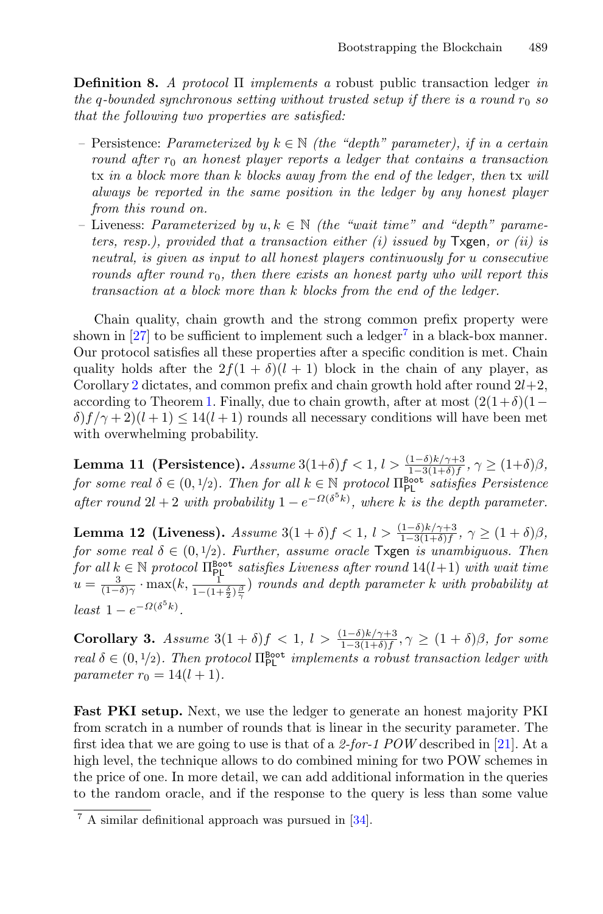**Definition 8.** *A protocol* $\Pi$ *implements a* robust public transaction ledger *in the q-bounded synchronous setting without trusted setup if there is a round* $r_0$ *so that the following two properties are satisfied:*

- Persistence: *Parameterized by* $k \in \mathbb{N}$ *(the "depth" parameter), if in a certain round after* $r_0$ *an honest player reports a ledger that contains a transaction* tx *in a block more than* $k$ *blocks away from the end of the ledger, then* tx *will always be reported in the same position in the ledger by any honest player from this round on.*
- Liveness: *Parameterized by* $u, k \in \mathbb{N}$ *(the "wait time" and "depth" parameters, resp.), provided that a transaction either (i) issued by* $\mathsf{Txgen}$*, or (ii) is neutral, is given as input to all honest players continuously for* $u$ *consecutive rounds after round* $r_0$*, then there exists an honest party who will report this transaction at a block more than* $k$ *blocks from the end of the ledger.*

Chain quality, chain growth and the strong common prefix property were shown in [27] to be sufficient to implement such a ledger[7] in a black-box manner. Our protocol satisfies all these properties after a specific condition is met. Chain quality holds after the $2f(1+\delta)(l+1)$ block in the chain of any player, as Corollary 2 dictates, and common prefix and chain growth hold after round $2l+2$, according to Theorem 1. Finally, due to chain growth, after at most $(2(1+\delta)(1-\delta)f/\gamma+2)(l+1) \leq 14(l+1)$ rounds all necessary conditions will have been met with overwhelming probability.

**Lemma 11 (Persistence).** *Assume* $3(1+\delta)f < 1$, $l > \frac{(1-\delta)k/\gamma+3}{1-3(1+\delta)f}$, $\gamma \geq (1+\delta)\beta$, *for some real* $\delta \in (0, 1/2)$*. Then for all* $k \in \mathbb{N}$ *protocol* $\Pi_{\mathsf{PL}}^{\mathtt{Boot}}$ *satisfies Persistence after round* $2l+2$ *with probability* $1 - e^{-\Omega(\delta^5 k)}$*, where* $k$ *is the depth parameter.*

**Lemma 12 (Liveness).** *Assume* $3(1+\delta)f < 1$, $l > \frac{(1-\delta)k/\gamma+3}{1-3(1+\delta)f}$, $\gamma \geq (1+\delta)\beta$, *for some real* $\delta \in (0, 1/2)$*. Further, assume oracle* $\mathsf{Txgen}$ *is unambiguous. Then for all* $k \in \mathbb{N}$ *protocol* $\Pi_{\mathsf{PL}}^{\mathtt{Boot}}$ *satisfies Liveness after round* $14(l+1)$ *with wait time* $u = \frac{3}{(1-\delta)\gamma} \cdot \max(k, \frac{1}{1-(1+\frac{\delta}{2})\frac{\beta}{\gamma}})$ *rounds and depth parameter* $k$ *with probability at least* $1 - e^{-\Omega(\delta^5 k)}$.

**Corollary 3.** *Assume* $3(1+\delta)f < 1$, $l > \frac{(1-\delta)k/\gamma+3}{1-3(1+\delta)f}, \gamma \geq (1+\delta)\beta$, *for some real* $\delta \in (0, 1/2)$*. Then protocol* $\Pi_{\mathsf{PL}}^{\mathtt{Boot}}$ *implements a robust transaction ledger with parameter* $r_0 = 14(l+1)$.

**Fast PKI setup.** Next, we use the ledger to generate an honest majority PKI from scratch in a number of rounds that is linear in the security parameter. The first idea that we are going to use is that of a *2-for-1 POW* described in [21]. At a high level, the technique allows to do combined mining for two POW schemes in the price of one. In more detail, we can add additional information in the queries to the random oracle, and if the response to the query is less than some value

[7] A similar definitional approach was pursued in [34].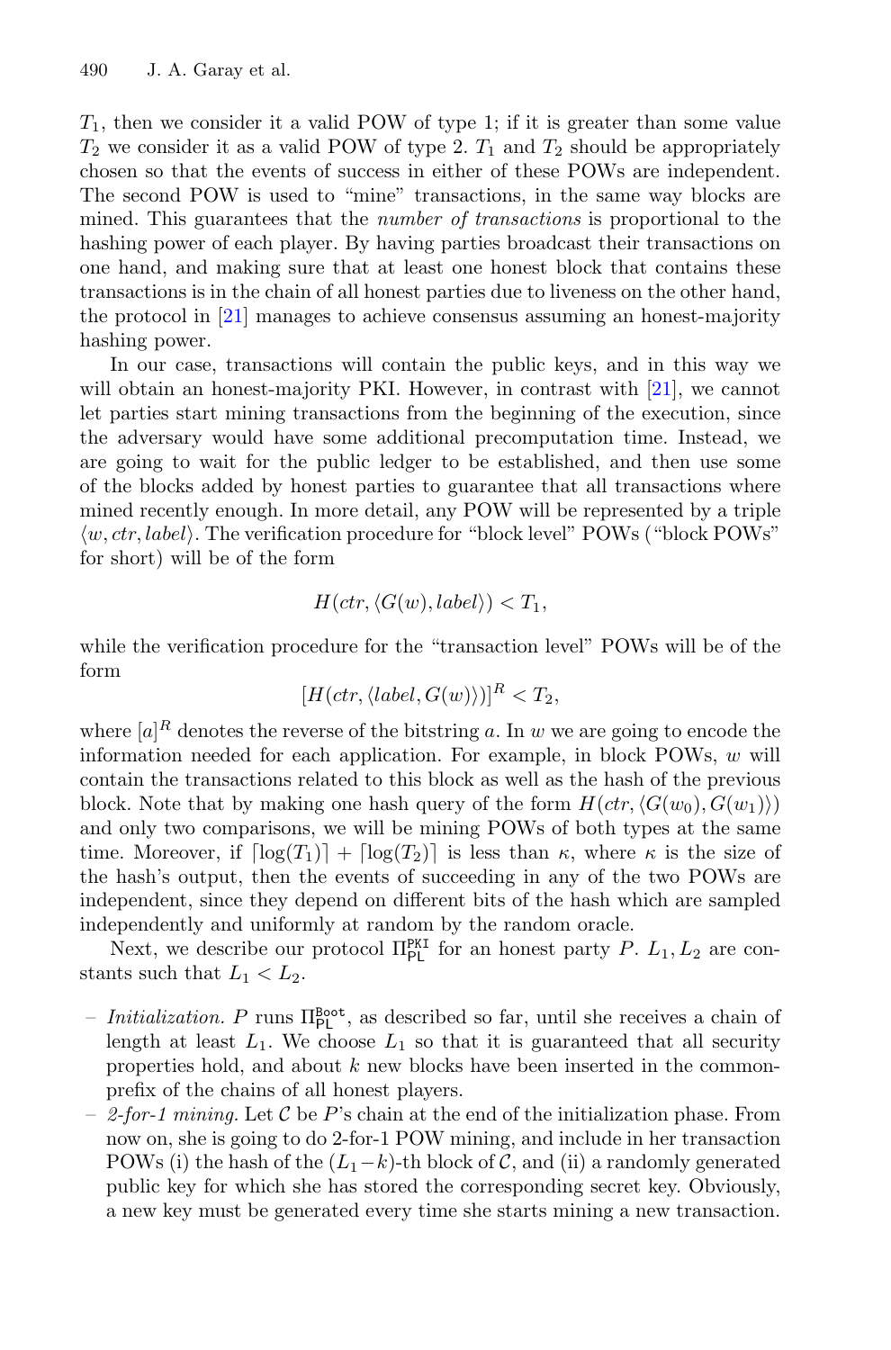$T_1$, then we consider it a valid POW of type 1; if it is greater than some value $T_2$ we consider it as a valid POW of type 2. $T_1$ and $T_2$ should be appropriately chosen so that the events of success in either of these POWs are independent. The second POW is used to "mine" transactions, in the same way blocks are mined. This guarantees that the *number of transactions* is proportional to the hashing power of each player. By having parties broadcast their transactions on one hand, and making sure that at least one honest block that contains these transactions is in the chain of all honest parties due to liveness on the other hand, the protocol in [21] manages to achieve consensus assuming an honest-majority hashing power.

In our case, transactions will contain the public keys, and in this way we will obtain an honest-majority PKI. However, in contrast with [21], we cannot let parties start mining transactions from the beginning of the execution, since the adversary would have some additional precomputation time. Instead, we are going to wait for the public ledger to be established, and then use some of the blocks added by honest parties to guarantee that all transactions where mined recently enough. In more detail, any POW will be represented by a triple $\langle w, ctr, label\rangle$. The verification procedure for "block level" POWs ("block POWs" for short) will be of the form

$$H(ctr, \langle G(w), label\rangle) < T_1,$$

while the verification procedure for the "transaction level" POWs will be of the form

$$[H(ctr, \langle label, G(w)\rangle)]^R < T_2,$$

where $[a]^R$ denotes the reverse of the bitstring $a$. In $w$ we are going to encode the information needed for each application. For example, in block POWs, $w$ will contain the transactions related to this block as well as the hash of the previous block. Note that by making one hash query of the form $H(ctr, \langle G(w_0), G(w_1)\rangle)$ and only two comparisons, we will be mining POWs of both types at the same time. Moreover, if $\lceil \log(T_1)\rceil + \lceil \log(T_2)\rceil$ is less than $\kappa$, where $\kappa$ is the size of the hash's output, then the events of succeeding in any of the two POWs are independent, since they depend on different bits of the hash which are sampled independently and uniformly at random by the random oracle.

Next, we describe our protocol $\Pi^{\mathtt{PKI}}_{\mathsf{PL}}$ for an honest party $P$. $L_1, L_2$ are constants such that $L_1 < L_2$.

- *Initialization.* $P$ runs $\Pi^{\mathtt{Boot}}_{\mathsf{PL}}$, as described so far, until she receives a chain of length at least $L_1$. We choose $L_1$ so that it is guaranteed that all security properties hold, and about $k$ new blocks have been inserted in the common-prefix of the chains of all honest players.
- *2-for-1 mining.* Let $\mathcal{C}$ be $P$'s chain at the end of the initialization phase. From now on, she is going to do 2-for-1 POW mining, and include in her transaction POWs (i) the hash of the $(L_1 - k)$-th block of $\mathcal{C}$, and (ii) a randomly generated public key for which she has stored the corresponding secret key. Obviously, a new key must be generated every time she starts mining a new transaction.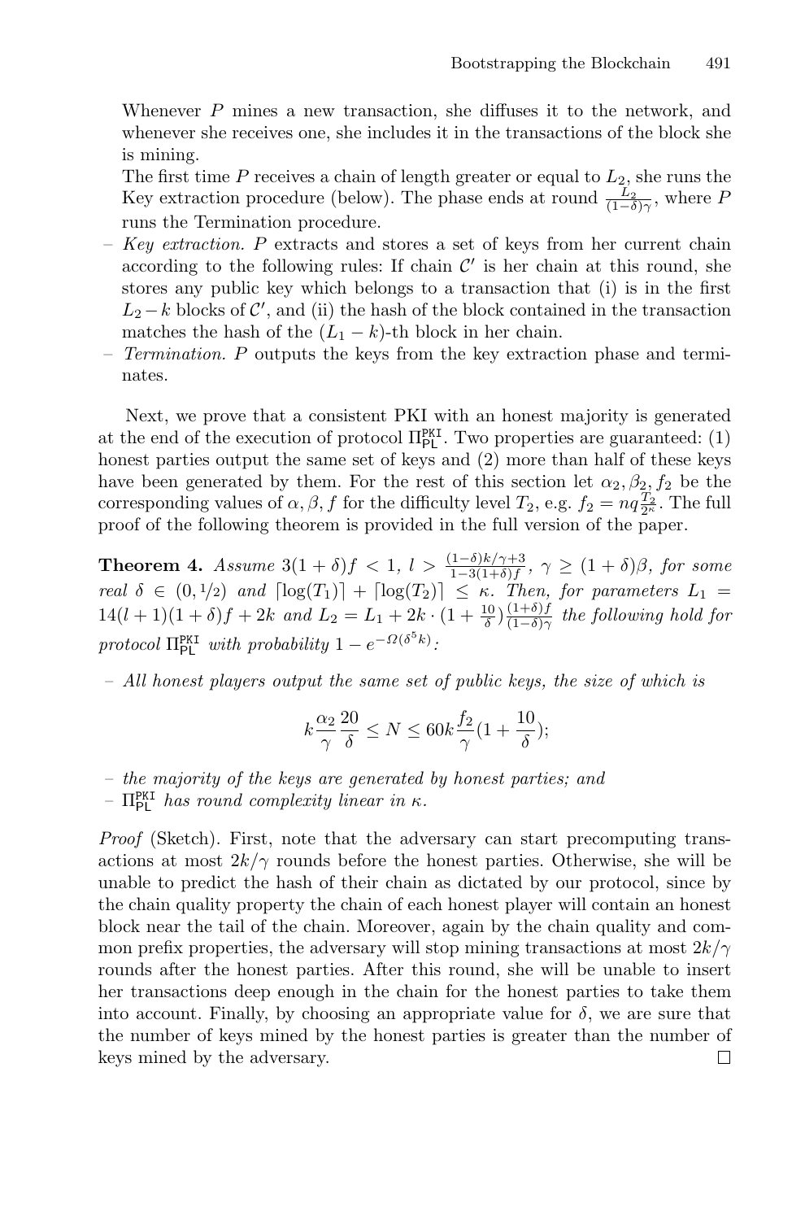Whenever $P$ mines a new transaction, she diffuses it to the network, and whenever she receives one, she includes it in the transactions of the block she is mining.

The first time $P$ receives a chain of length greater or equal to $L_2$, she runs the Key extraction procedure (below). The phase ends at round $\frac{L_2}{(1-\delta)\gamma}$, where $P$ runs the Termination procedure.

- *Key extraction.* $P$ extracts and stores a set of keys from her current chain according to the following rules: If chain $\mathcal{C}'$ is her chain at this round, she stores any public key which belongs to a transaction that (i) is in the first $L_2 - k$ blocks of $\mathcal{C}'$, and (ii) the hash of the block contained in the transaction matches the hash of the $(L_1 - k)$-th block in her chain.
- *Termination.* $P$ outputs the keys from the key extraction phase and terminates.

Next, we prove that a consistent PKI with an honest majority is generated at the end of the execution of protocol $\Pi^{\mathtt{PKI}}_{\mathsf{PL}}$. Two properties are guaranteed: (1) honest parties output the same set of keys and (2) more than half of these keys have been generated by them. For the rest of this section let $\alpha_2, \beta_2, f_2$ be the corresponding values of $\alpha, \beta, f$ for the difficulty level $T_2$, e.g. $f_2 = nq\frac{T_2}{2^\kappa}$. The full proof of the following theorem is provided in the full version of the paper.

**Theorem 4.** *Assume* $3(1+\delta)f < 1$, $l > \frac{(1-\delta)k/\gamma+3}{1-3(1+\delta)f}$, $\gamma \geq (1+\delta)\beta$, *for some real* $\delta \in (0, 1/2)$ *and* $\lceil \log(T_1) \rceil + \lceil \log(T_2) \rceil \leq \kappa$. *Then, for parameters* $L_1 = 14(l+1)(1+\delta)f + 2k$ *and* $L_2 = L_1 + 2k \cdot (1 + \frac{10}{\delta})\frac{(1+\delta)f}{(1-\delta)\gamma}$ *the following hold for protocol* $\Pi^{\mathtt{PKI}}_{\mathsf{PL}}$ *with probability* $1 - e^{-\Omega(\delta^5 k)}$*:*

- *All honest players output the same set of public keys, the size of which is*

$$k\frac{\alpha_2}{\gamma}\frac{20}{\delta} \leq N \leq 60k\frac{f_2}{\gamma}(1 + \frac{10}{\delta});$$

- *the majority of the keys are generated by honest parties; and*
- $\Pi^{\mathtt{PKI}}_{\mathsf{PL}}$ *has round complexity linear in* $\kappa$.

*Proof* (Sketch). First, note that the adversary can start precomputing transactions at most $2k/\gamma$ rounds before the honest parties. Otherwise, she will be unable to predict the hash of their chain as dictated by our protocol, since by the chain quality property the chain of each honest player will contain an honest block near the tail of the chain. Moreover, again by the chain quality and common prefix properties, the adversary will stop mining transactions at most $2k/\gamma$ rounds after the honest parties. After this round, she will be unable to insert her transactions deep enough in the chain for the honest parties to take them into account. Finally, by choosing an appropriate value for $\delta$, we are sure that the number of keys mined by the honest parties is greater than the number of keys mined by the adversary. □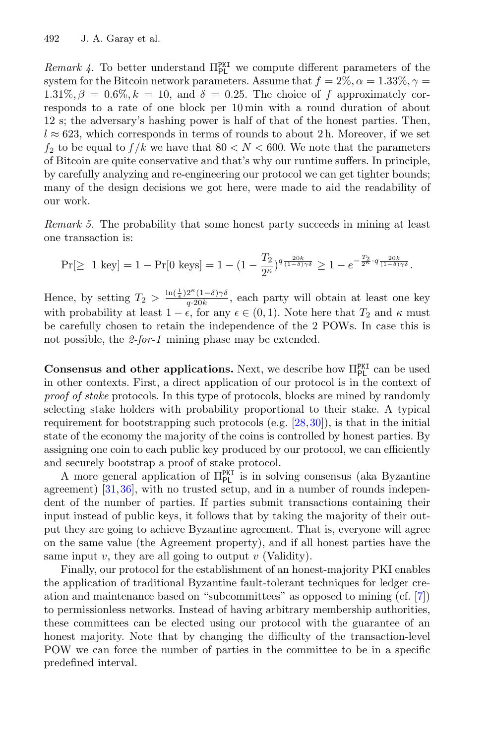*Remark 4.* To better understand $\Pi_{\mathsf{PL}}^{\mathtt{PKI}}$ we compute different parameters of the system for the Bitcoin network parameters. Assume that $f = 2\%, \alpha = 1.33\%, \gamma = 1.31\%, \beta = 0.6\%, k = 10$, and $\delta = 0.25$. The choice of $f$ approximately corresponds to a rate of one block per 10 min with a round duration of about 12 s; the adversary's hashing power is half of that of the honest parties. Then, $l \approx 623$, which corresponds in terms of rounds to about 2 h. Moreover, if we set $f_2$ to be equal to $f/k$ we have that $80 < N < 600$. We note that the parameters of Bitcoin are quite conservative and that's why our runtime suffers. In principle, by carefully analyzing and re-engineering our protocol we can get tighter bounds; many of the design decisions we got here, were made to aid the readability of our work.

*Remark 5.* The probability that some honest party succeeds in mining at least one transaction is:

$$\Pr[\geq\ 1 \text{ key}] = 1 - \Pr[0 \text{ keys}] = 1 - \left(1 - \frac{T_2}{2^\kappa}\right)^{q\frac{20k}{(1-\delta)\gamma\delta}} \geq 1 - e^{-\frac{T_2}{2^\kappa}\cdot q\frac{20k}{(1-\delta)\gamma\delta}}.$$

Hence, by setting $T_2 > \frac{\ln(\frac{1}{\epsilon})2^\kappa(1-\delta)\gamma\delta}{q\cdot 20k}$, each party will obtain at least one key with probability at least $1-\epsilon$, for any $\epsilon \in (0,1)$. Note here that $T_2$ and $\kappa$ must be carefully chosen to retain the independence of the 2 POWs. In case this is not possible, the *2-for-1* mining phase may be extended.

**Consensus and other applications.** Next, we describe how $\Pi_{\mathsf{PL}}^{\mathtt{PKI}}$ can be used in other contexts. First, a direct application of our protocol is in the context of *proof of stake* protocols. In this type of protocols, blocks are mined by randomly selecting stake holders with probability proportional to their stake. A typical requirement for bootstrapping such protocols (e.g. [28,30]), is that in the initial state of the economy the majority of the coins is controlled by honest parties. By assigning one coin to each public key produced by our protocol, we can efficiently and securely bootstrap a proof of stake protocol.

A more general application of $\Pi_{\mathsf{PL}}^{\mathtt{PKI}}$ is in solving consensus (aka Byzantine agreement) [31,36], with no trusted setup, and in a number of rounds independent of the number of parties. If parties submit transactions containing their input instead of public keys, it follows that by taking the majority of their output they are going to achieve Byzantine agreement. That is, everyone will agree on the same value (the Agreement property), and if all honest parties have the same input $v$, they are all going to output $v$ (Validity).

Finally, our protocol for the establishment of an honest-majority PKI enables the application of traditional Byzantine fault-tolerant techniques for ledger creation and maintenance based on "subcommittees" as opposed to mining (cf. [7]) to permissionless networks. Instead of having arbitrary membership authorities, these committees can be elected using our protocol with the guarantee of an honest majority. Note that by changing the difficulty of the transaction-level POW we can force the number of parties in the committee to be in a specific predefined interval.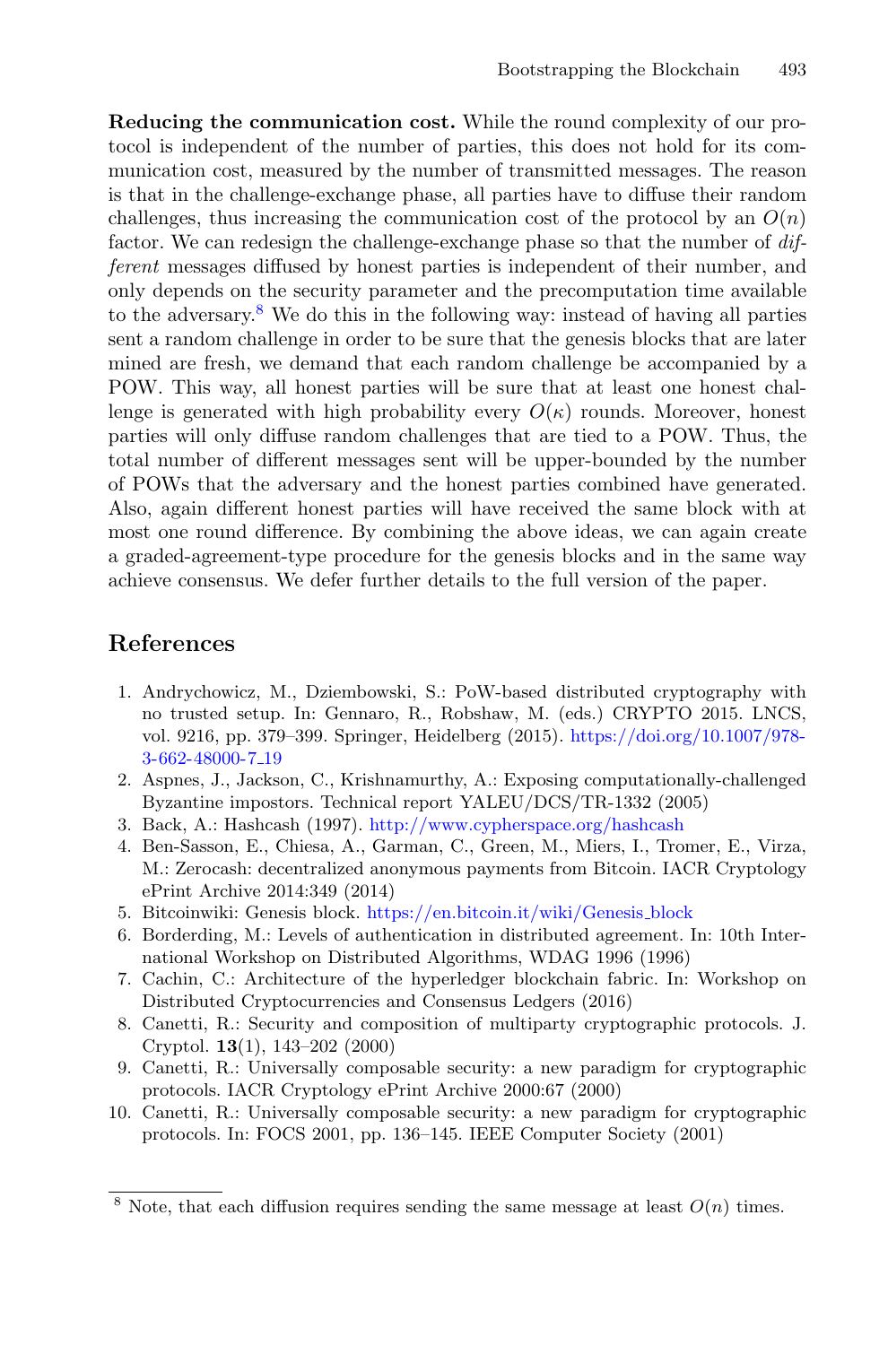**Reducing the communication cost.** While the round complexity of our protocol is independent of the number of parties, this does not hold for its communication cost, measured by the number of transmitted messages. The reason is that in the challenge-exchange phase, all parties have to diffuse their random challenges, thus increasing the communication cost of the protocol by an $O(n)$ factor. We can redesign the challenge-exchange phase so that the number of *different* messages diffused by honest parties is independent of their number, and only depends on the security parameter and the precomputation time available to the adversary.[8] We do this in the following way: instead of having all parties sent a random challenge in order to be sure that the genesis blocks that are later mined are fresh, we demand that each random challenge be accompanied by a POW. This way, all honest parties will be sure that at least one honest challenge is generated with high probability every $O(\kappa)$ rounds. Moreover, honest parties will only diffuse random challenges that are tied to a POW. Thus, the total number of different messages sent will be upper-bounded by the number of POWs that the adversary and the honest parties combined have generated. Also, again different honest parties will have received the same block with at most one round difference. By combining the above ideas, we can again create a graded-agreement-type procedure for the genesis blocks and in the same way achieve consensus. We defer further details to the full version of the paper.

## References

1. Andrychowicz, M., Dziembowski, S.: PoW-based distributed cryptography with no trusted setup. In: Gennaro, R., Robshaw, M. (eds.) CRYPTO 2015. LNCS, vol. 9216, pp. 379–399. Springer, Heidelberg (2015). https://doi.org/10.1007/978-3-662-48000-7_19
2. Aspnes, J., Jackson, C., Krishnamurthy, A.: Exposing computationally-challenged Byzantine impostors. Technical report YALEU/DCS/TR-1332 (2005)
3. Back, A.: Hashcash (1997). http://www.cypherspace.org/hashcash
4. Ben-Sasson, E., Chiesa, A., Garman, C., Green, M., Miers, I., Tromer, E., Virza, M.: Zerocash: decentralized anonymous payments from Bitcoin. IACR Cryptology ePrint Archive 2014:349 (2014)
5. Bitcoinwiki: Genesis block. https://en.bitcoin.it/wiki/Genesis_block
6. Borderding, M.: Levels of authentication in distributed agreement. In: 10th International Workshop on Distributed Algorithms, WDAG 1996 (1996)
7. Cachin, C.: Architecture of the hyperledger blockchain fabric. In: Workshop on Distributed Cryptocurrencies and Consensus Ledgers (2016)
8. Canetti, R.: Security and composition of multiparty cryptographic protocols. J. Cryptol. **13**(1), 143–202 (2000)
9. Canetti, R.: Universally composable security: a new paradigm for cryptographic protocols. IACR Cryptology ePrint Archive 2000:67 (2000)
10. Canetti, R.: Universally composable security: a new paradigm for cryptographic protocols. In: FOCS 2001, pp. 136–145. IEEE Computer Society (2001)

[8] Note, that each diffusion requires sending the same message at least $O(n)$ times.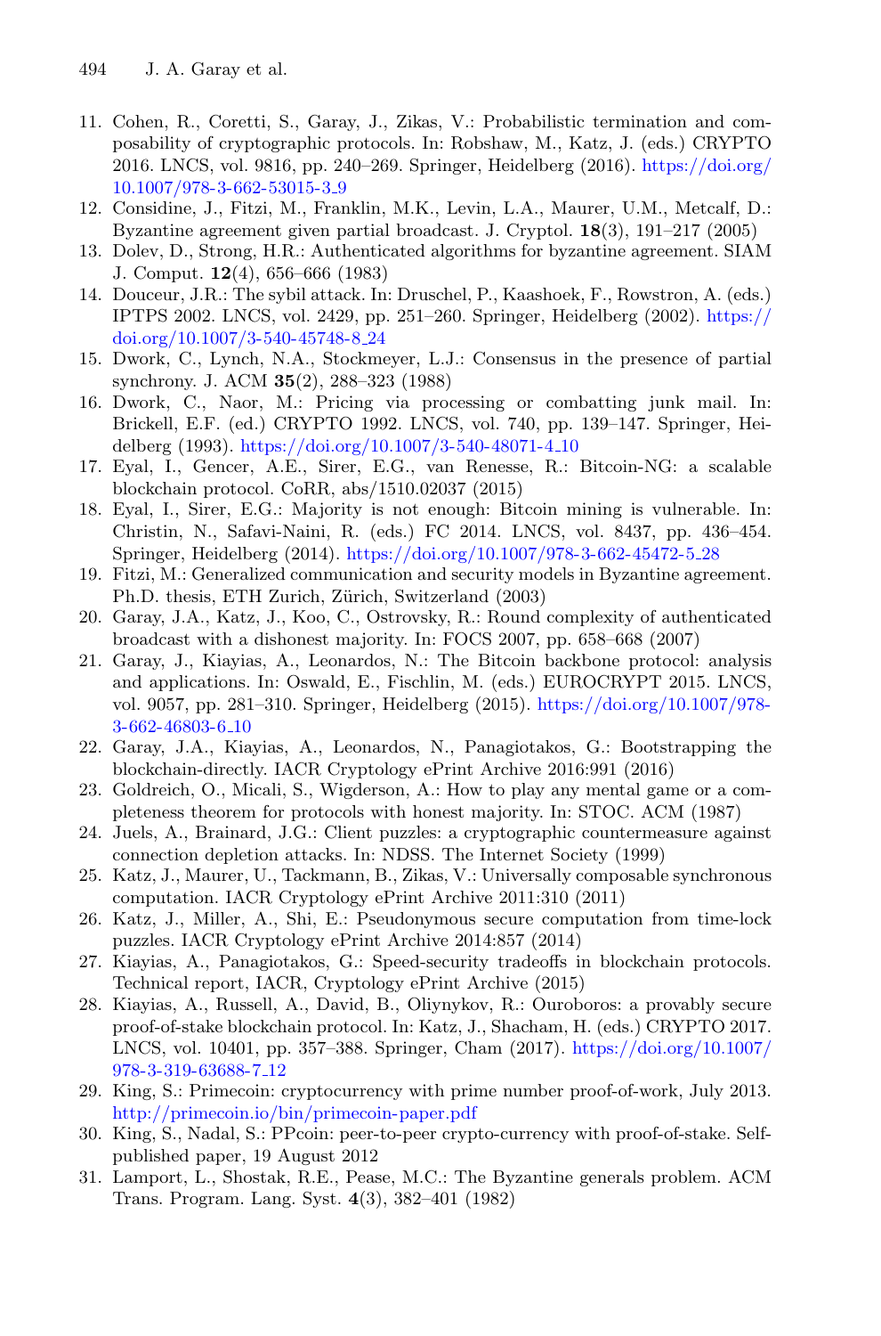11. Cohen, R., Coretti, S., Garay, J., Zikas, V.: Probabilistic termination and composability of cryptographic protocols. In: Robshaw, M., Katz, J. (eds.) CRYPTO 2016. LNCS, vol. 9816, pp. 240–269. Springer, Heidelberg (2016). https://doi.org/10.1007/978-3-662-53015-3_9
12. Considine, J., Fitzi, M., Franklin, M.K., Levin, L.A., Maurer, U.M., Metcalf, D.: Byzantine agreement given partial broadcast. J. Cryptol. **18**(3), 191–217 (2005)
13. Dolev, D., Strong, H.R.: Authenticated algorithms for byzantine agreement. SIAM J. Comput. **12**(4), 656–666 (1983)
14. Douceur, J.R.: The sybil attack. In: Druschel, P., Kaashoek, F., Rowstron, A. (eds.) IPTPS 2002. LNCS, vol. 2429, pp. 251–260. Springer, Heidelberg (2002). https://doi.org/10.1007/3-540-45748-8_24
15. Dwork, C., Lynch, N.A., Stockmeyer, L.J.: Consensus in the presence of partial synchrony. J. ACM **35**(2), 288–323 (1988)
16. Dwork, C., Naor, M.: Pricing via processing or combatting junk mail. In: Brickell, E.F. (ed.) CRYPTO 1992. LNCS, vol. 740, pp. 139–147. Springer, Heidelberg (1993). https://doi.org/10.1007/3-540-48071-4_10
17. Eyal, I., Gencer, A.E., Sirer, E.G., van Renesse, R.: Bitcoin-NG: a scalable blockchain protocol. CoRR, abs/1510.02037 (2015)
18. Eyal, I., Sirer, E.G.: Majority is not enough: Bitcoin mining is vulnerable. In: Christin, N., Safavi-Naini, R. (eds.) FC 2014. LNCS, vol. 8437, pp. 436–454. Springer, Heidelberg (2014). https://doi.org/10.1007/978-3-662-45472-5_28
19. Fitzi, M.: Generalized communication and security models in Byzantine agreement. Ph.D. thesis, ETH Zurich, Zürich, Switzerland (2003)
20. Garay, J.A., Katz, J., Koo, C., Ostrovsky, R.: Round complexity of authenticated broadcast with a dishonest majority. In: FOCS 2007, pp. 658–668 (2007)
21. Garay, J., Kiayias, A., Leonardos, N.: The Bitcoin backbone protocol: analysis and applications. In: Oswald, E., Fischlin, M. (eds.) EUROCRYPT 2015. LNCS, vol. 9057, pp. 281–310. Springer, Heidelberg (2015). https://doi.org/10.1007/978-3-662-46803-6_10
22. Garay, J.A., Kiayias, A., Leonardos, N., Panagiotakos, G.: Bootstrapping the blockchain-directly. IACR Cryptology ePrint Archive 2016:991 (2016)
23. Goldreich, O., Micali, S., Wigderson, A.: How to play any mental game or a completeness theorem for protocols with honest majority. In: STOC. ACM (1987)
24. Juels, A., Brainard, J.G.: Client puzzles: a cryptographic countermeasure against connection depletion attacks. In: NDSS. The Internet Society (1999)
25. Katz, J., Maurer, U., Tackmann, B., Zikas, V.: Universally composable synchronous computation. IACR Cryptology ePrint Archive 2011:310 (2011)
26. Katz, J., Miller, A., Shi, E.: Pseudonymous secure computation from time-lock puzzles. IACR Cryptology ePrint Archive 2014:857 (2014)
27. Kiayias, A., Panagiotakos, G.: Speed-security tradeoffs in blockchain protocols. Technical report, IACR, Cryptology ePrint Archive (2015)
28. Kiayias, A., Russell, A., David, B., Oliynykov, R.: Ouroboros: a provably secure proof-of-stake blockchain protocol. In: Katz, J., Shacham, H. (eds.) CRYPTO 2017. LNCS, vol. 10401, pp. 357–388. Springer, Cham (2017). https://doi.org/10.1007/978-3-319-63688-7_12
29. King, S.: Primecoin: cryptocurrency with prime number proof-of-work, July 2013. http://primecoin.io/bin/primecoin-paper.pdf
30. King, S., Nadal, S.: PPcoin: peer-to-peer crypto-currency with proof-of-stake. Self-published paper, 19 August 2012
31. Lamport, L., Shostak, R.E., Pease, M.C.: The Byzantine generals problem. ACM Trans. Program. Lang. Syst. **4**(3), 382–401 (1982)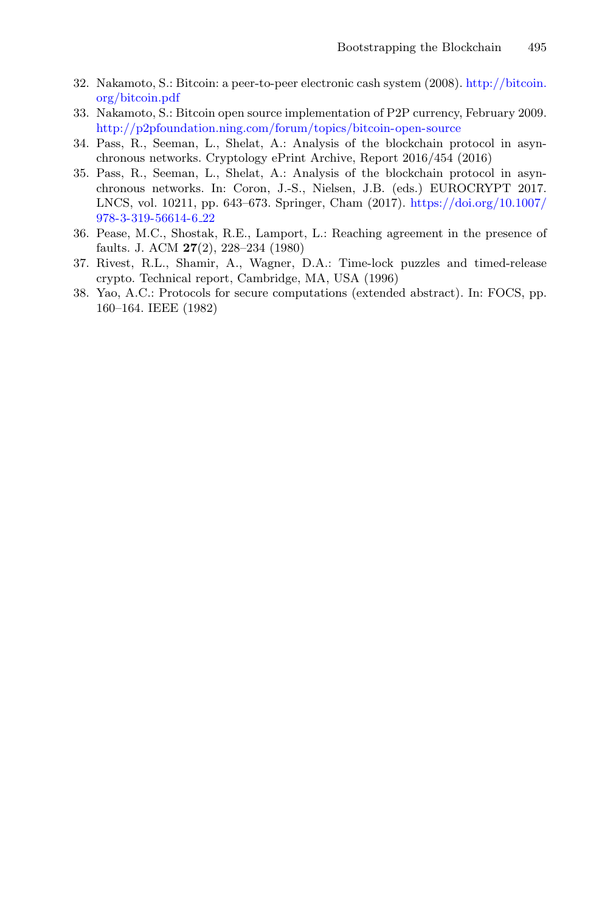32. Nakamoto, S.: Bitcoin: a peer-to-peer electronic cash system (2008). http://bitcoin.org/bitcoin.pdf
33. Nakamoto, S.: Bitcoin open source implementation of P2P currency, February 2009. http://p2pfoundation.ning.com/forum/topics/bitcoin-open-source
34. Pass, R., Seeman, L., Shelat, A.: Analysis of the blockchain protocol in asynchronous networks. Cryptology ePrint Archive, Report 2016/454 (2016)
35. Pass, R., Seeman, L., Shelat, A.: Analysis of the blockchain protocol in asynchronous networks. In: Coron, J.-S., Nielsen, J.B. (eds.) EUROCRYPT 2017. LNCS, vol. 10211, pp. 643–673. Springer, Cham (2017). https://doi.org/10.1007/978-3-319-56614-6_22
36. Pease, M.C., Shostak, R.E., Lamport, L.: Reaching agreement in the presence of faults. J. ACM **27**(2), 228–234 (1980)
37. Rivest, R.L., Shamir, A., Wagner, D.A.: Time-lock puzzles and timed-release crypto. Technical report, Cambridge, MA, USA (1996)
38. Yao, A.C.: Protocols for secure computations (extended abstract). In: FOCS, pp. 160–164. IEEE (1982)